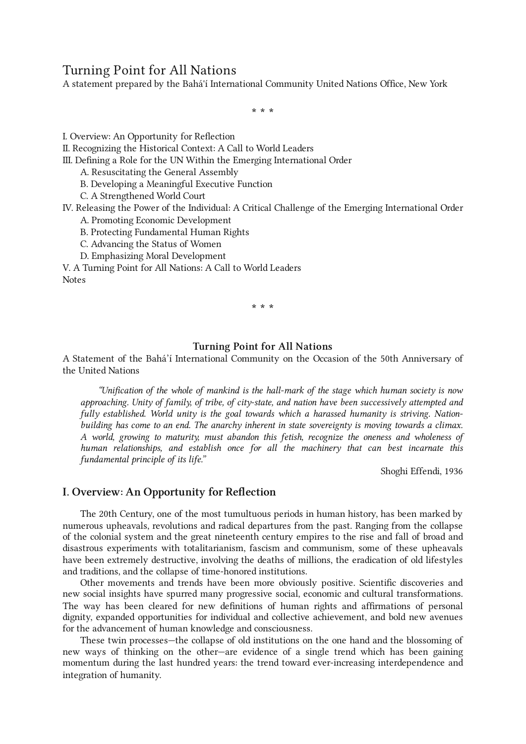# Turning Point for All Nations

A statement prepared by the Bahá'í International Community United Nations Office, New York

\* \* \*

I. Overview: An Opportunity for Reflection
II. Recognizing the Historical Context: A Call to World Leaders
III. Defining a Role for the UN Within the Emerging International Order
    A. Resuscitating the General Assembly
    B. Developing a Meaningful Executive Function
    C. A Strengthened World Court
IV. Releasing the Power of the Individual: A Critical Challenge of the Emerging International Order
    A. Promoting Economic Development
    B. Protecting Fundamental Human Rights
    C. Advancing the Status of Women
    D. Emphasizing Moral Development
V. A Turning Point for All Nations: A Call to World Leaders
Notes

\* \* \*

**Turning Point for All Nations**

A Statement of the Bahá'í International Community on the Occasion of the 50th Anniversary of the United Nations

> *"Unification of the whole of mankind is the hall-mark of the stage which human society is now approaching. Unity of family, of tribe, of city-state, and nation have been successively attempted and fully established. World unity is the goal towards which a harassed humanity is striving. Nation-building has come to an end. The anarchy inherent in state sovereignty is moving towards a climax. A world, growing to maturity, must abandon this fetish, recognize the oneness and wholeness of human relationships, and establish once for all the machinery that can best incarnate this fundamental principle of its life."*
>
> Shoghi Effendi, 1936

## I. Overview: An Opportunity for Reflection

The 20th Century, one of the most tumultuous periods in human history, has been marked by numerous upheavals, revolutions and radical departures from the past. Ranging from the collapse of the colonial system and the great nineteenth century empires to the rise and fall of broad and disastrous experiments with totalitarianism, fascism and communism, some of these upheavals have been extremely destructive, involving the deaths of millions, the eradication of old lifestyles and traditions, and the collapse of time-honored institutions.

Other movements and trends have been more obviously positive. Scientific discoveries and new social insights have spurred many progressive social, economic and cultural transformations. The way has been cleared for new definitions of human rights and affirmations of personal dignity, expanded opportunities for individual and collective achievement, and bold new avenues for the advancement of human knowledge and consciousness.

These twin processes—the collapse of old institutions on the one hand and the blossoming of new ways of thinking on the other—are evidence of a single trend which has been gaining momentum during the last hundred years: the trend toward ever-increasing interdependence and integration of humanity.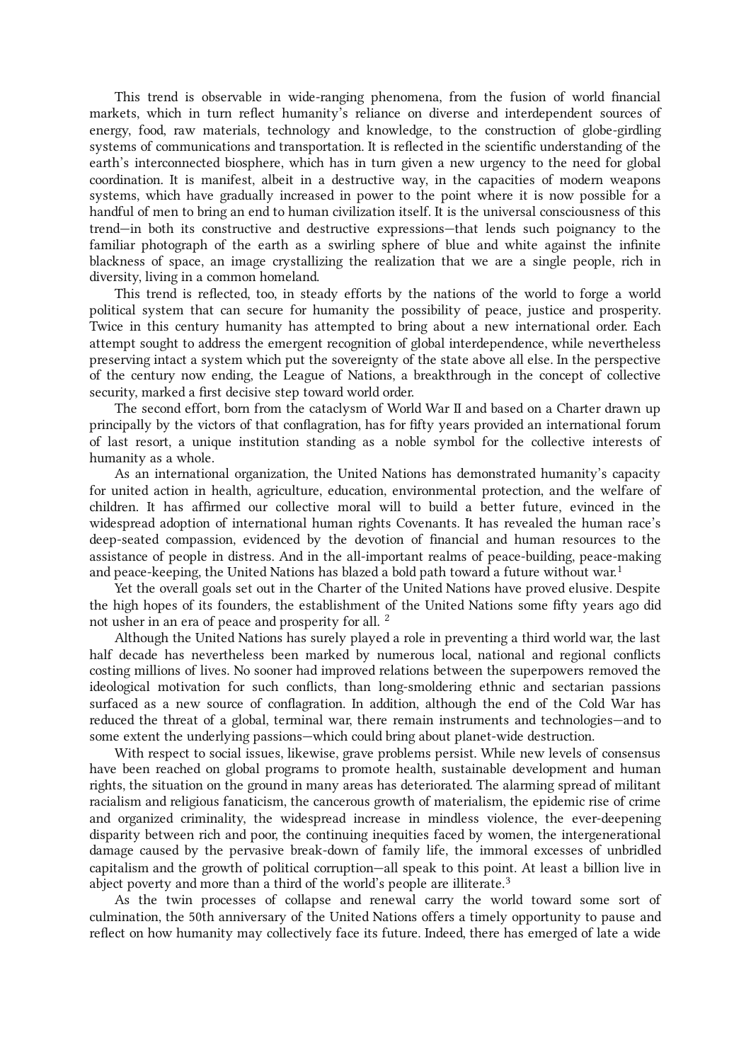This trend is observable in wide-ranging phenomena, from the fusion of world financial markets, which in turn reflect humanity's reliance on diverse and interdependent sources of energy, food, raw materials, technology and knowledge, to the construction of globe-girdling systems of communications and transportation. It is reflected in the scientific understanding of the earth's interconnected biosphere, which has in turn given a new urgency to the need for global coordination. It is manifest, albeit in a destructive way, in the capacities of modern weapons systems, which have gradually increased in power to the point where it is now possible for a handful of men to bring an end to human civilization itself. It is the universal consciousness of this trend—in both its constructive and destructive expressions—that lends such poignancy to the familiar photograph of the earth as a swirling sphere of blue and white against the infinite blackness of space, an image crystallizing the realization that we are a single people, rich in diversity, living in a common homeland.

This trend is reflected, too, in steady efforts by the nations of the world to forge a world political system that can secure for humanity the possibility of peace, justice and prosperity. Twice in this century humanity has attempted to bring about a new international order. Each attempt sought to address the emergent recognition of global interdependence, while nevertheless preserving intact a system which put the sovereignty of the state above all else. In the perspective of the century now ending, the League of Nations, a breakthrough in the concept of collective security, marked a first decisive step toward world order.

The second effort, born from the cataclysm of World War II and based on a Charter drawn up principally by the victors of that conflagration, has for fifty years provided an international forum of last resort, a unique institution standing as a noble symbol for the collective interests of humanity as a whole.

As an international organization, the United Nations has demonstrated humanity's capacity for united action in health, agriculture, education, environmental protection, and the welfare of children. It has affirmed our collective moral will to build a better future, evinced in the widespread adoption of international human rights Covenants. It has revealed the human race's deep-seated compassion, evidenced by the devotion of financial and human resources to the assistance of people in distress. And in the all-important realms of peace-building, peace-making and peace-keeping, the United Nations has blazed a bold path toward a future without war.[1]

Yet the overall goals set out in the Charter of the United Nations have proved elusive. Despite the high hopes of its founders, the establishment of the United Nations some fifty years ago did not usher in an era of peace and prosperity for all. [2]

Although the United Nations has surely played a role in preventing a third world war, the last half decade has nevertheless been marked by numerous local, national and regional conflicts costing millions of lives. No sooner had improved relations between the superpowers removed the ideological motivation for such conflicts, than long-smoldering ethnic and sectarian passions surfaced as a new source of conflagration. In addition, although the end of the Cold War has reduced the threat of a global, terminal war, there remain instruments and technologies—and to some extent the underlying passions—which could bring about planet-wide destruction.

With respect to social issues, likewise, grave problems persist. While new levels of consensus have been reached on global programs to promote health, sustainable development and human rights, the situation on the ground in many areas has deteriorated. The alarming spread of militant racialism and religious fanaticism, the cancerous growth of materialism, the epidemic rise of crime and organized criminality, the widespread increase in mindless violence, the ever-deepening disparity between rich and poor, the continuing inequities faced by women, the intergenerational damage caused by the pervasive break-down of family life, the immoral excesses of unbridled capitalism and the growth of political corruption—all speak to this point. At least a billion live in abject poverty and more than a third of the world's people are illiterate.[3]

As the twin processes of collapse and renewal carry the world toward some sort of culmination, the 50th anniversary of the United Nations offers a timely opportunity to pause and reflect on how humanity may collectively face its future. Indeed, there has emerged of late a wide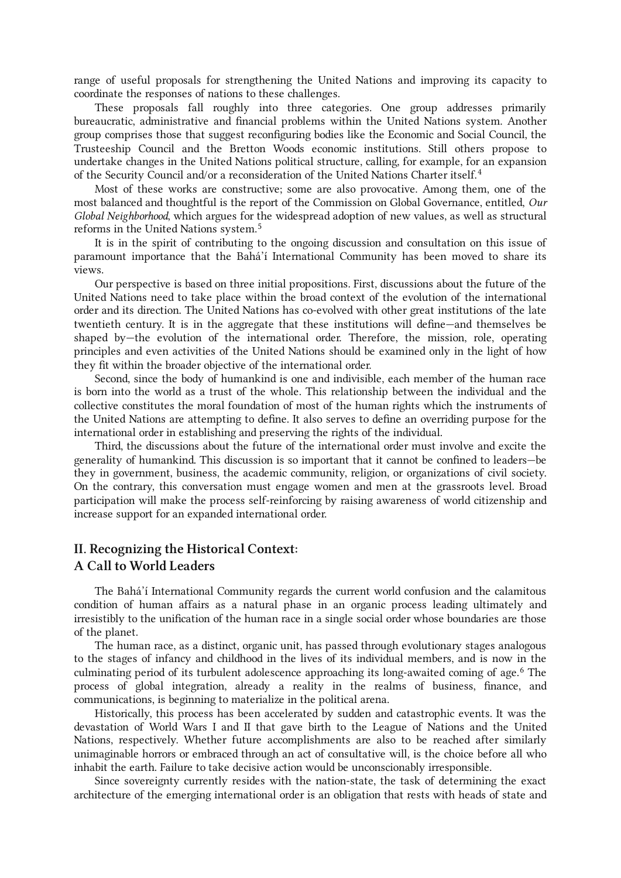range of useful proposals for strengthening the United Nations and improving its capacity to coordinate the responses of nations to these challenges.

These proposals fall roughly into three categories. One group addresses primarily bureaucratic, administrative and financial problems within the United Nations system. Another group comprises those that suggest reconfiguring bodies like the Economic and Social Council, the Trusteeship Council and the Bretton Woods economic institutions. Still others propose to undertake changes in the United Nations political structure, calling, for example, for an expansion of the Security Council and/or a reconsideration of the United Nations Charter itself.[4]

Most of these works are constructive; some are also provocative. Among them, one of the most balanced and thoughtful is the report of the Commission on Global Governance, entitled, *Our Global Neighborhood*, which argues for the widespread adoption of new values, as well as structural reforms in the United Nations system.[5]

It is in the spirit of contributing to the ongoing discussion and consultation on this issue of paramount importance that the Bahá'í International Community has been moved to share its views.

Our perspective is based on three initial propositions. First, discussions about the future of the United Nations need to take place within the broad context of the evolution of the international order and its direction. The United Nations has co-evolved with other great institutions of the late twentieth century. It is in the aggregate that these institutions will define—and themselves be shaped by—the evolution of the international order. Therefore, the mission, role, operating principles and even activities of the United Nations should be examined only in the light of how they fit within the broader objective of the international order.

Second, since the body of humankind is one and indivisible, each member of the human race is born into the world as a trust of the whole. This relationship between the individual and the collective constitutes the moral foundation of most of the human rights which the instruments of the United Nations are attempting to define. It also serves to define an overriding purpose for the international order in establishing and preserving the rights of the individual.

Third, the discussions about the future of the international order must involve and excite the generality of humankind. This discussion is so important that it cannot be confined to leaders—be they in government, business, the academic community, religion, or organizations of civil society. On the contrary, this conversation must engage women and men at the grassroots level. Broad participation will make the process self-reinforcing by raising awareness of world citizenship and increase support for an expanded international order.

## II. Recognizing the Historical Context: A Call to World Leaders

The Bahá'í International Community regards the current world confusion and the calamitous condition of human affairs as a natural phase in an organic process leading ultimately and irresistibly to the unification of the human race in a single social order whose boundaries are those of the planet.

The human race, as a distinct, organic unit, has passed through evolutionary stages analogous to the stages of infancy and childhood in the lives of its individual members, and is now in the culminating period of its turbulent adolescence approaching its long-awaited coming of age.[6] The process of global integration, already a reality in the realms of business, finance, and communications, is beginning to materialize in the political arena.

Historically, this process has been accelerated by sudden and catastrophic events. It was the devastation of World Wars I and II that gave birth to the League of Nations and the United Nations, respectively. Whether future accomplishments are also to be reached after similarly unimaginable horrors or embraced through an act of consultative will, is the choice before all who inhabit the earth. Failure to take decisive action would be unconscionably irresponsible.

Since sovereignty currently resides with the nation-state, the task of determining the exact architecture of the emerging international order is an obligation that rests with heads of state and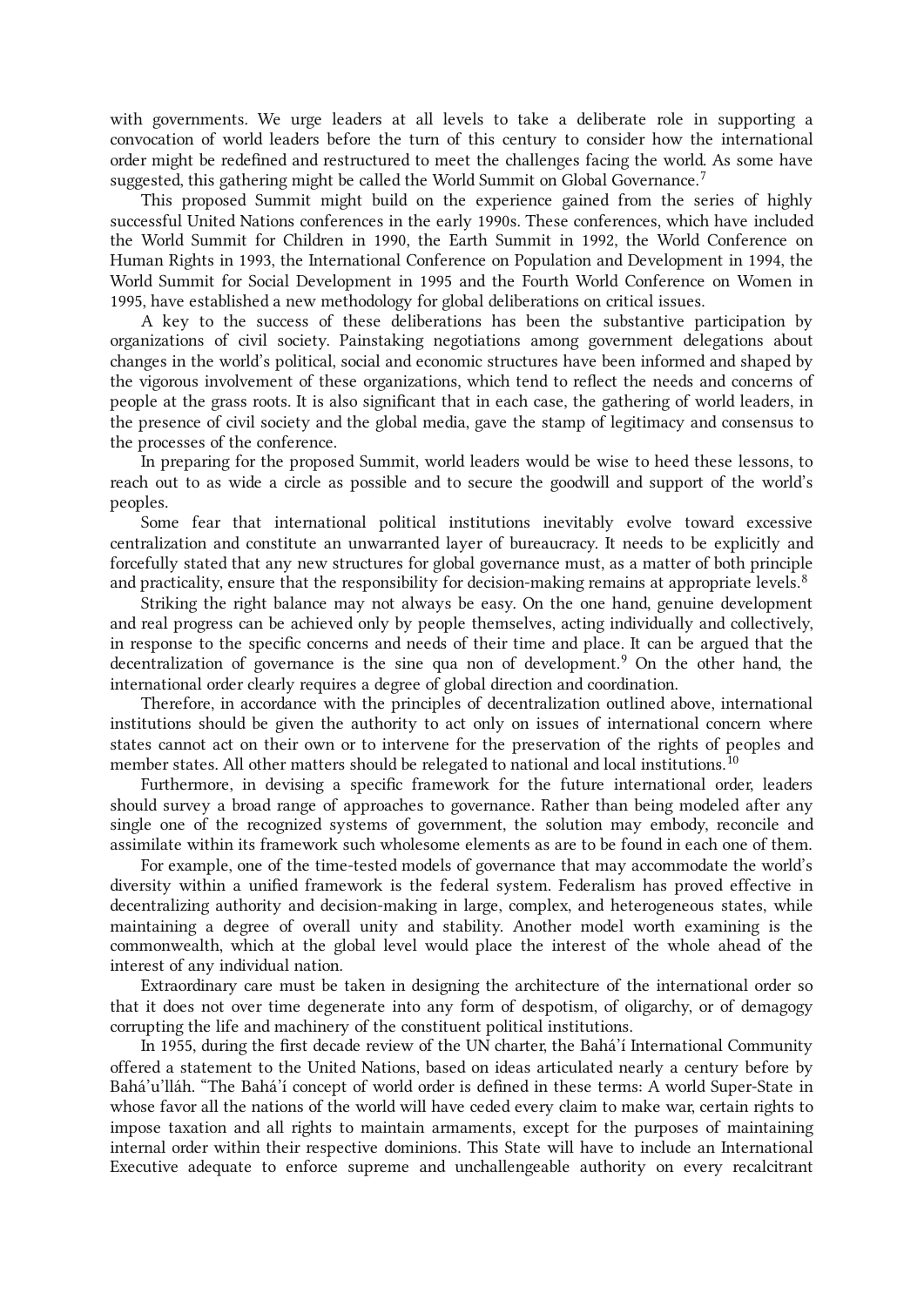with governments. We urge leaders at all levels to take a deliberate role in supporting a convocation of world leaders before the turn of this century to consider how the international order might be redefined and restructured to meet the challenges facing the world. As some have suggested, this gathering might be called the World Summit on Global Governance.[7]

This proposed Summit might build on the experience gained from the series of highly successful United Nations conferences in the early 1990s. These conferences, which have included the World Summit for Children in 1990, the Earth Summit in 1992, the World Conference on Human Rights in 1993, the International Conference on Population and Development in 1994, the World Summit for Social Development in 1995 and the Fourth World Conference on Women in 1995, have established a new methodology for global deliberations on critical issues.

A key to the success of these deliberations has been the substantive participation by organizations of civil society. Painstaking negotiations among government delegations about changes in the world's political, social and economic structures have been informed and shaped by the vigorous involvement of these organizations, which tend to reflect the needs and concerns of people at the grass roots. It is also significant that in each case, the gathering of world leaders, in the presence of civil society and the global media, gave the stamp of legitimacy and consensus to the processes of the conference.

In preparing for the proposed Summit, world leaders would be wise to heed these lessons, to reach out to as wide a circle as possible and to secure the goodwill and support of the world's peoples.

Some fear that international political institutions inevitably evolve toward excessive centralization and constitute an unwarranted layer of bureaucracy. It needs to be explicitly and forcefully stated that any new structures for global governance must, as a matter of both principle and practicality, ensure that the responsibility for decision-making remains at appropriate levels.[8]

Striking the right balance may not always be easy. On the one hand, genuine development and real progress can be achieved only by people themselves, acting individually and collectively, in response to the specific concerns and needs of their time and place. It can be argued that the decentralization of governance is the sine qua non of development.[9] On the other hand, the international order clearly requires a degree of global direction and coordination.

Therefore, in accordance with the principles of decentralization outlined above, international institutions should be given the authority to act only on issues of international concern where states cannot act on their own or to intervene for the preservation of the rights of peoples and member states. All other matters should be relegated to national and local institutions.[10]

Furthermore, in devising a specific framework for the future international order, leaders should survey a broad range of approaches to governance. Rather than being modeled after any single one of the recognized systems of government, the solution may embody, reconcile and assimilate within its framework such wholesome elements as are to be found in each one of them.

For example, one of the time-tested models of governance that may accommodate the world's diversity within a unified framework is the federal system. Federalism has proved effective in decentralizing authority and decision-making in large, complex, and heterogeneous states, while maintaining a degree of overall unity and stability. Another model worth examining is the commonwealth, which at the global level would place the interest of the whole ahead of the interest of any individual nation.

Extraordinary care must be taken in designing the architecture of the international order so that it does not over time degenerate into any form of despotism, of oligarchy, or of demagogy corrupting the life and machinery of the constituent political institutions.

In 1955, during the first decade review of the UN charter, the Bahá'í International Community offered a statement to the United Nations, based on ideas articulated nearly a century before by Bahá'u'lláh. "The Bahá'í concept of world order is defined in these terms: A world Super-State in whose favor all the nations of the world will have ceded every claim to make war, certain rights to impose taxation and all rights to maintain armaments, except for the purposes of maintaining internal order within their respective dominions. This State will have to include an International Executive adequate to enforce supreme and unchallengeable authority on every recalcitrant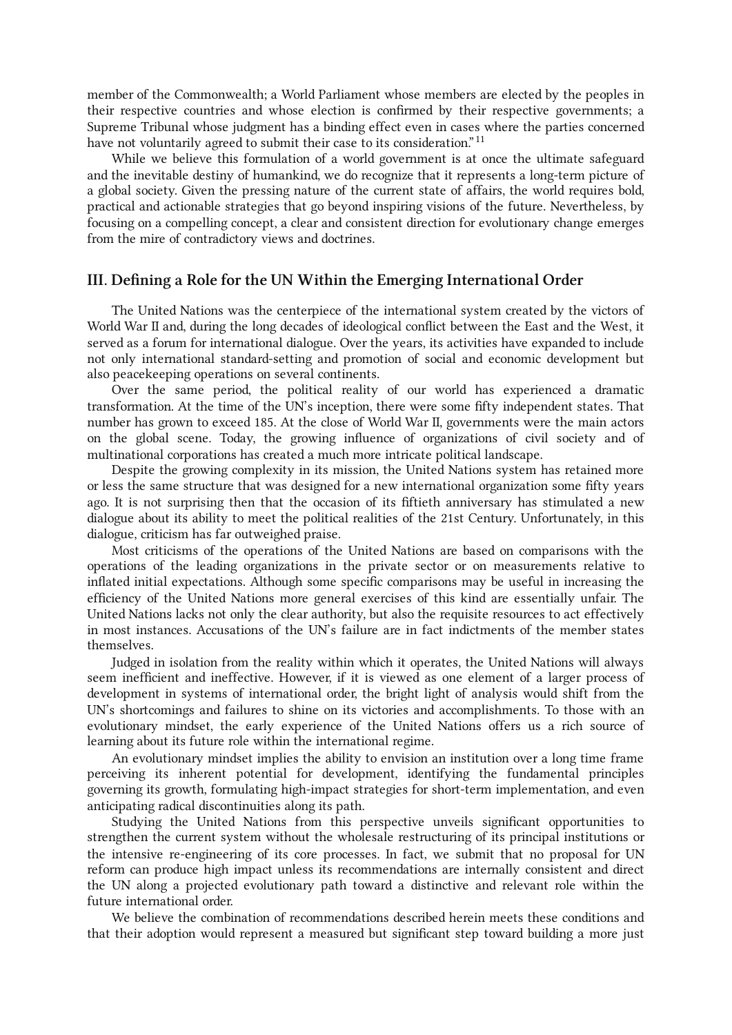member of the Commonwealth; a World Parliament whose members are elected by the peoples in their respective countries and whose election is confirmed by their respective governments; a Supreme Tribunal whose judgment has a binding effect even in cases where the parties concerned have not voluntarily agreed to submit their case to its consideration."[11]

While we believe this formulation of a world government is at once the ultimate safeguard and the inevitable destiny of humankind, we do recognize that it represents a long-term picture of a global society. Given the pressing nature of the current state of affairs, the world requires bold, practical and actionable strategies that go beyond inspiring visions of the future. Nevertheless, by focusing on a compelling concept, a clear and consistent direction for evolutionary change emerges from the mire of contradictory views and doctrines.

## III. Defining a Role for the UN Within the Emerging International Order

The United Nations was the centerpiece of the international system created by the victors of World War II and, during the long decades of ideological conflict between the East and the West, it served as a forum for international dialogue. Over the years, its activities have expanded to include not only international standard-setting and promotion of social and economic development but also peacekeeping operations on several continents.

Over the same period, the political reality of our world has experienced a dramatic transformation. At the time of the UN's inception, there were some fifty independent states. That number has grown to exceed 185. At the close of World War II, governments were the main actors on the global scene. Today, the growing influence of organizations of civil society and of multinational corporations has created a much more intricate political landscape.

Despite the growing complexity in its mission, the United Nations system has retained more or less the same structure that was designed for a new international organization some fifty years ago. It is not surprising then that the occasion of its fiftieth anniversary has stimulated a new dialogue about its ability to meet the political realities of the 21st Century. Unfortunately, in this dialogue, criticism has far outweighed praise.

Most criticisms of the operations of the United Nations are based on comparisons with the operations of the leading organizations in the private sector or on measurements relative to inflated initial expectations. Although some specific comparisons may be useful in increasing the efficiency of the United Nations more general exercises of this kind are essentially unfair. The United Nations lacks not only the clear authority, but also the requisite resources to act effectively in most instances. Accusations of the UN's failure are in fact indictments of the member states themselves.

Judged in isolation from the reality within which it operates, the United Nations will always seem inefficient and ineffective. However, if it is viewed as one element of a larger process of development in systems of international order, the bright light of analysis would shift from the UN's shortcomings and failures to shine on its victories and accomplishments. To those with an evolutionary mindset, the early experience of the United Nations offers us a rich source of learning about its future role within the international regime.

An evolutionary mindset implies the ability to envision an institution over a long time frame perceiving its inherent potential for development, identifying the fundamental principles governing its growth, formulating high-impact strategies for short-term implementation, and even anticipating radical discontinuities along its path.

Studying the United Nations from this perspective unveils significant opportunities to strengthen the current system without the wholesale restructuring of its principal institutions or the intensive re-engineering of its core processes. In fact, we submit that no proposal for UN reform can produce high impact unless its recommendations are internally consistent and direct the UN along a projected evolutionary path toward a distinctive and relevant role within the future international order.

We believe the combination of recommendations described herein meets these conditions and that their adoption would represent a measured but significant step toward building a more just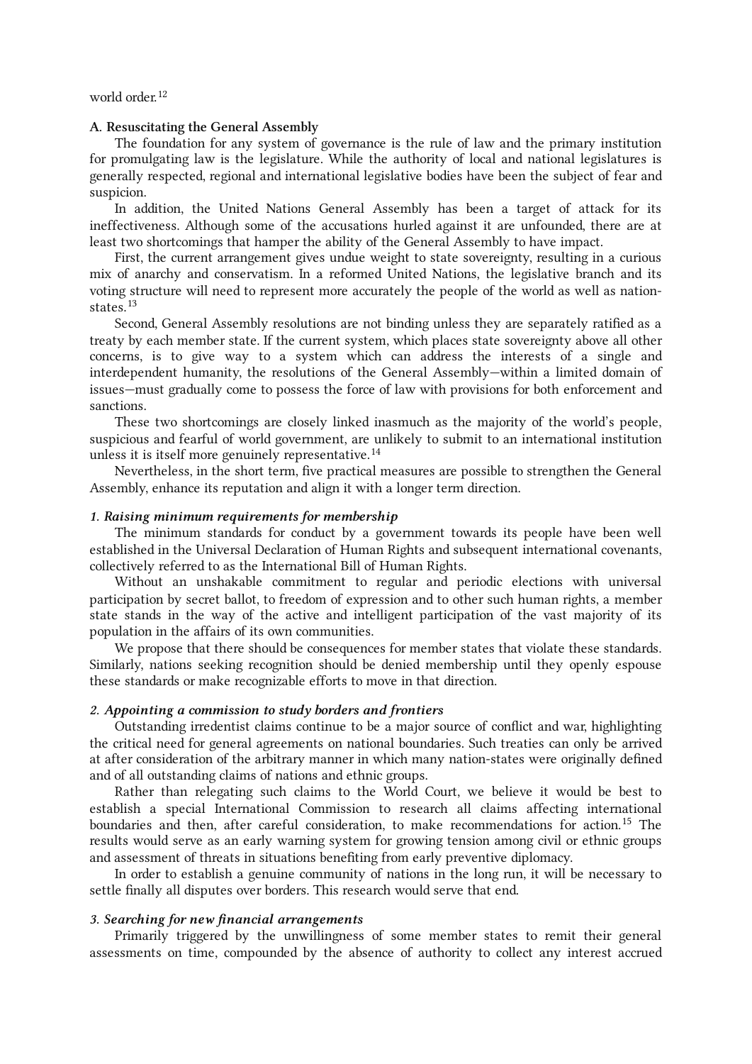world order.[12]

### A. Resuscitating the General Assembly

The foundation for any system of governance is the rule of law and the primary institution for promulgating law is the legislature. While the authority of local and national legislatures is generally respected, regional and international legislative bodies have been the subject of fear and suspicion.

In addition, the United Nations General Assembly has been a target of attack for its ineffectiveness. Although some of the accusations hurled against it are unfounded, there are at least two shortcomings that hamper the ability of the General Assembly to have impact.

First, the current arrangement gives undue weight to state sovereignty, resulting in a curious mix of anarchy and conservatism. In a reformed United Nations, the legislative branch and its voting structure will need to represent more accurately the people of the world as well as nation-states.[13]

Second, General Assembly resolutions are not binding unless they are separately ratified as a treaty by each member state. If the current system, which places state sovereignty above all other concerns, is to give way to a system which can address the interests of a single and interdependent humanity, the resolutions of the General Assembly—within a limited domain of issues—must gradually come to possess the force of law with provisions for both enforcement and sanctions.

These two shortcomings are closely linked inasmuch as the majority of the world's people, suspicious and fearful of world government, are unlikely to submit to an international institution unless it is itself more genuinely representative.[14]

Nevertheless, in the short term, five practical measures are possible to strengthen the General Assembly, enhance its reputation and align it with a longer term direction.

#### *1. Raising minimum requirements for membership*

The minimum standards for conduct by a government towards its people have been well established in the Universal Declaration of Human Rights and subsequent international covenants, collectively referred to as the International Bill of Human Rights.

Without an unshakable commitment to regular and periodic elections with universal participation by secret ballot, to freedom of expression and to other such human rights, a member state stands in the way of the active and intelligent participation of the vast majority of its population in the affairs of its own communities.

We propose that there should be consequences for member states that violate these standards. Similarly, nations seeking recognition should be denied membership until they openly espouse these standards or make recognizable efforts to move in that direction.

#### *2. Appointing a commission to study borders and frontiers*

Outstanding irredentist claims continue to be a major source of conflict and war, highlighting the critical need for general agreements on national boundaries. Such treaties can only be arrived at after consideration of the arbitrary manner in which many nation-states were originally defined and of all outstanding claims of nations and ethnic groups.

Rather than relegating such claims to the World Court, we believe it would be best to establish a special International Commission to research all claims affecting international boundaries and then, after careful consideration, to make recommendations for action.[15] The results would serve as an early warning system for growing tension among civil or ethnic groups and assessment of threats in situations benefiting from early preventive diplomacy.

In order to establish a genuine community of nations in the long run, it will be necessary to settle finally all disputes over borders. This research would serve that end.

#### *3. Searching for new financial arrangements*

Primarily triggered by the unwillingness of some member states to remit their general assessments on time, compounded by the absence of authority to collect any interest accrued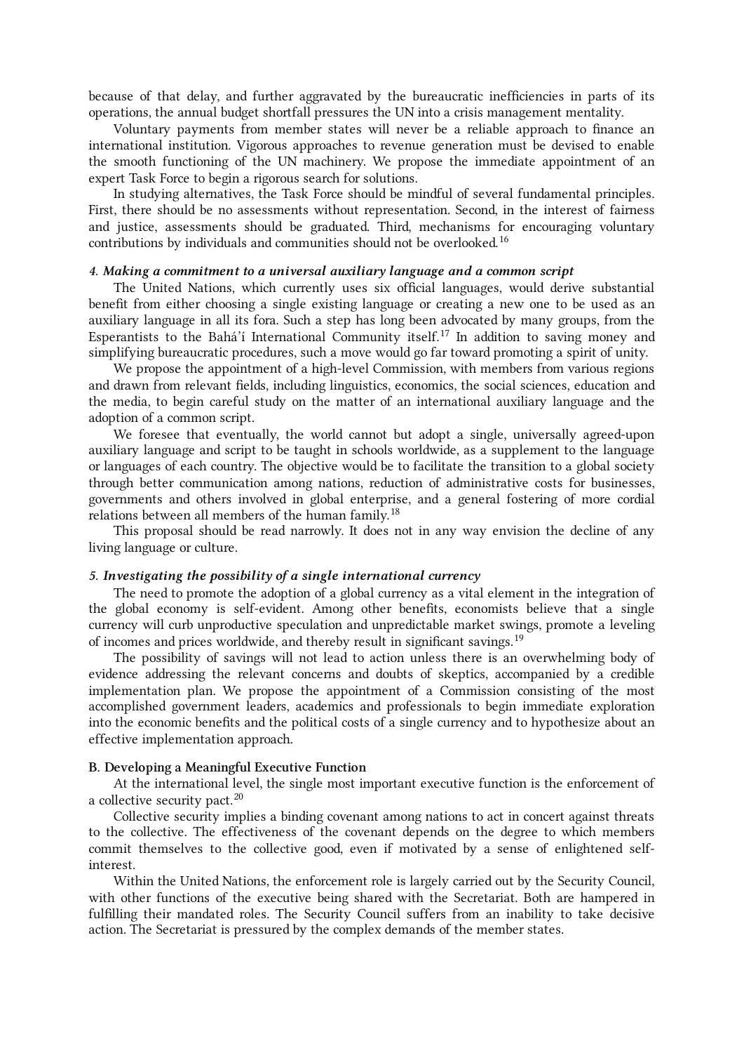because of that delay, and further aggravated by the bureaucratic inefficiencies in parts of its operations, the annual budget shortfall pressures the UN into a crisis management mentality.

Voluntary payments from member states will never be a reliable approach to finance an international institution. Vigorous approaches to revenue generation must be devised to enable the smooth functioning of the UN machinery. We propose the immediate appointment of an expert Task Force to begin a rigorous search for solutions.

In studying alternatives, the Task Force should be mindful of several fundamental principles. First, there should be no assessments without representation. Second, in the interest of fairness and justice, assessments should be graduated. Third, mechanisms for encouraging voluntary contributions by individuals and communities should not be overlooked.[16]

#### *4. Making a commitment to a universal auxiliary language and a common script*

The United Nations, which currently uses six official languages, would derive substantial benefit from either choosing a single existing language or creating a new one to be used as an auxiliary language in all its fora. Such a step has long been advocated by many groups, from the Esperantists to the Bahá'í International Community itself.[17] In addition to saving money and simplifying bureaucratic procedures, such a move would go far toward promoting a spirit of unity.

We propose the appointment of a high-level Commission, with members from various regions and drawn from relevant fields, including linguistics, economics, the social sciences, education and the media, to begin careful study on the matter of an international auxiliary language and the adoption of a common script.

We foresee that eventually, the world cannot but adopt a single, universally agreed-upon auxiliary language and script to be taught in schools worldwide, as a supplement to the language or languages of each country. The objective would be to facilitate the transition to a global society through better communication among nations, reduction of administrative costs for businesses, governments and others involved in global enterprise, and a general fostering of more cordial relations between all members of the human family.[18]

This proposal should be read narrowly. It does not in any way envision the decline of any living language or culture.

#### *5. Investigating the possibility of a single international currency*

The need to promote the adoption of a global currency as a vital element in the integration of the global economy is self-evident. Among other benefits, economists believe that a single currency will curb unproductive speculation and unpredictable market swings, promote a leveling of incomes and prices worldwide, and thereby result in significant savings.[19]

The possibility of savings will not lead to action unless there is an overwhelming body of evidence addressing the relevant concerns and doubts of skeptics, accompanied by a credible implementation plan. We propose the appointment of a Commission consisting of the most accomplished government leaders, academics and professionals to begin immediate exploration into the economic benefits and the political costs of a single currency and to hypothesize about an effective implementation approach.

### B. Developing a Meaningful Executive Function

At the international level, the single most important executive function is the enforcement of a collective security pact.[20]

Collective security implies a binding covenant among nations to act in concert against threats to the collective. The effectiveness of the covenant depends on the degree to which members commit themselves to the collective good, even if motivated by a sense of enlightened self-interest.

Within the United Nations, the enforcement role is largely carried out by the Security Council, with other functions of the executive being shared with the Secretariat. Both are hampered in fulfilling their mandated roles. The Security Council suffers from an inability to take decisive action. The Secretariat is pressured by the complex demands of the member states.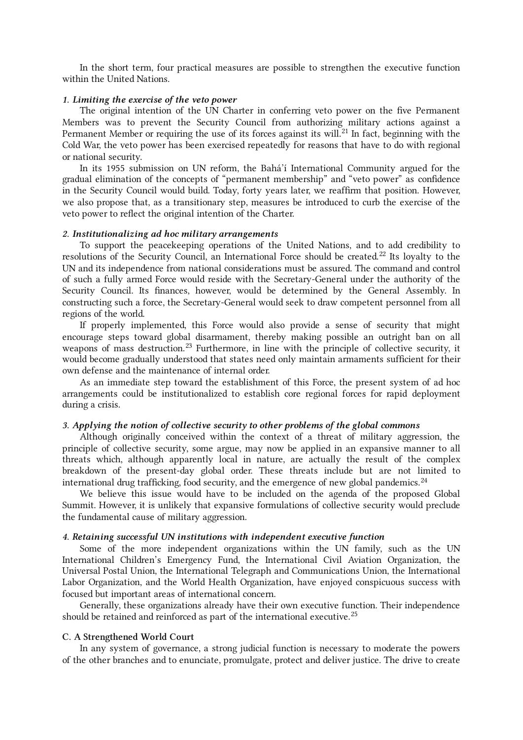In the short term, four practical measures are possible to strengthen the executive function within the United Nations.

*1. Limiting the exercise of the veto power*

The original intention of the UN Charter in conferring veto power on the five Permanent Members was to prevent the Security Council from authorizing military actions against a Permanent Member or requiring the use of its forces against its will.[21] In fact, beginning with the Cold War, the veto power has been exercised repeatedly for reasons that have to do with regional or national security.

In its 1955 submission on UN reform, the Bahá'í International Community argued for the gradual elimination of the concepts of "permanent membership" and "veto power" as confidence in the Security Council would build. Today, forty years later, we reaffirm that position. However, we also propose that, as a transitionary step, measures be introduced to curb the exercise of the veto power to reflect the original intention of the Charter.

*2. Institutionalizing ad hoc military arrangements*

To support the peacekeeping operations of the United Nations, and to add credibility to resolutions of the Security Council, an International Force should be created.[22] Its loyalty to the UN and its independence from national considerations must be assured. The command and control of such a fully armed Force would reside with the Secretary-General under the authority of the Security Council. Its finances, however, would be determined by the General Assembly. In constructing such a force, the Secretary-General would seek to draw competent personnel from all regions of the world.

If properly implemented, this Force would also provide a sense of security that might encourage steps toward global disarmament, thereby making possible an outright ban on all weapons of mass destruction.[23] Furthermore, in line with the principle of collective security, it would become gradually understood that states need only maintain armaments sufficient for their own defense and the maintenance of internal order.

As an immediate step toward the establishment of this Force, the present system of ad hoc arrangements could be institutionalized to establish core regional forces for rapid deployment during a crisis.

*3. Applying the notion of collective security to other problems of the global commons*

Although originally conceived within the context of a threat of military aggression, the principle of collective security, some argue, may now be applied in an expansive manner to all threats which, although apparently local in nature, are actually the result of the complex breakdown of the present-day global order. These threats include but are not limited to international drug trafficking, food security, and the emergence of new global pandemics.[24]

We believe this issue would have to be included on the agenda of the proposed Global Summit. However, it is unlikely that expansive formulations of collective security would preclude the fundamental cause of military aggression.

*4. Retaining successful UN institutions with independent executive function*

Some of the more independent organizations within the UN family, such as the UN International Children's Emergency Fund, the International Civil Aviation Organization, the Universal Postal Union, the International Telegraph and Communications Union, the International Labor Organization, and the World Health Organization, have enjoyed conspicuous success with focused but important areas of international concern.

Generally, these organizations already have their own executive function. Their independence should be retained and reinforced as part of the international executive.[25]

### C. A Strengthened World Court

In any system of governance, a strong judicial function is necessary to moderate the powers of the other branches and to enunciate, promulgate, protect and deliver justice. The drive to create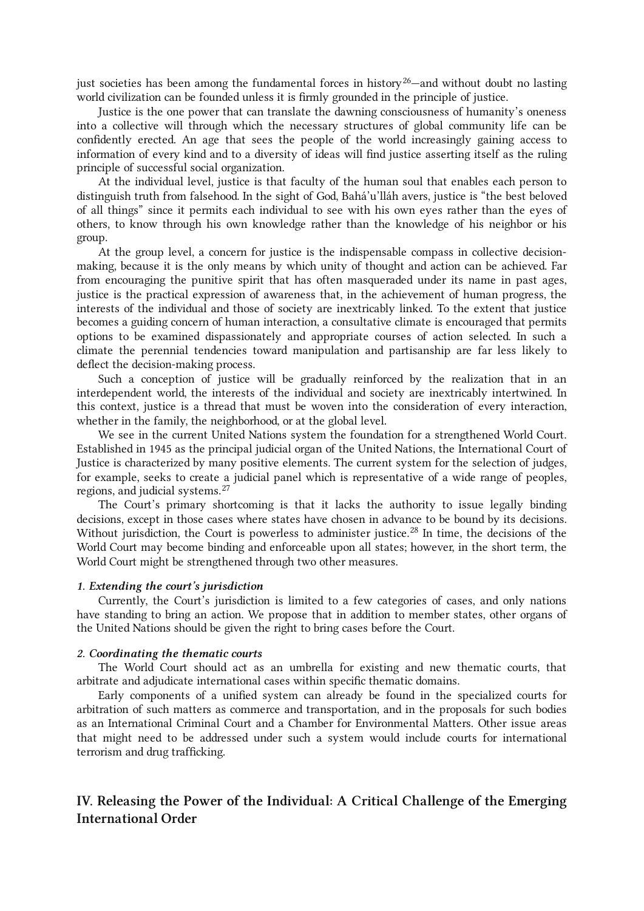just societies has been among the fundamental forces in history[26]—and without doubt no lasting world civilization can be founded unless it is firmly grounded in the principle of justice.

Justice is the one power that can translate the dawning consciousness of humanity's oneness into a collective will through which the necessary structures of global community life can be confidently erected. An age that sees the people of the world increasingly gaining access to information of every kind and to a diversity of ideas will find justice asserting itself as the ruling principle of successful social organization.

At the individual level, justice is that faculty of the human soul that enables each person to distinguish truth from falsehood. In the sight of God, Bahá'u'lláh avers, justice is "the best beloved of all things" since it permits each individual to see with his own eyes rather than the eyes of others, to know through his own knowledge rather than the knowledge of his neighbor or his group.

At the group level, a concern for justice is the indispensable compass in collective decision-making, because it is the only means by which unity of thought and action can be achieved. Far from encouraging the punitive spirit that has often masqueraded under its name in past ages, justice is the practical expression of awareness that, in the achievement of human progress, the interests of the individual and those of society are inextricably linked. To the extent that justice becomes a guiding concern of human interaction, a consultative climate is encouraged that permits options to be examined dispassionately and appropriate courses of action selected. In such a climate the perennial tendencies toward manipulation and partisanship are far less likely to deflect the decision-making process.

Such a conception of justice will be gradually reinforced by the realization that in an interdependent world, the interests of the individual and society are inextricably intertwined. In this context, justice is a thread that must be woven into the consideration of every interaction, whether in the family, the neighborhood, or at the global level.

We see in the current United Nations system the foundation for a strengthened World Court. Established in 1945 as the principal judicial organ of the United Nations, the International Court of Justice is characterized by many positive elements. The current system for the selection of judges, for example, seeks to create a judicial panel which is representative of a wide range of peoples, regions, and judicial systems.[27]

The Court's primary shortcoming is that it lacks the authority to issue legally binding decisions, except in those cases where states have chosen in advance to be bound by its decisions. Without jurisdiction, the Court is powerless to administer justice.[28] In time, the decisions of the World Court may become binding and enforceable upon all states; however, in the short term, the World Court might be strengthened through two other measures.

*1. Extending the court's jurisdiction*

Currently, the Court's jurisdiction is limited to a few categories of cases, and only nations have standing to bring an action. We propose that in addition to member states, other organs of the United Nations should be given the right to bring cases before the Court.

*2. Coordinating the thematic courts*

The World Court should act as an umbrella for existing and new thematic courts, that arbitrate and adjudicate international cases within specific thematic domains.

Early components of a unified system can already be found in the specialized courts for arbitration of such matters as commerce and transportation, and in the proposals for such bodies as an International Criminal Court and a Chamber for Environmental Matters. Other issue areas that might need to be addressed under such a system would include courts for international terrorism and drug trafficking.

## IV. Releasing the Power of the Individual: A Critical Challenge of the Emerging International Order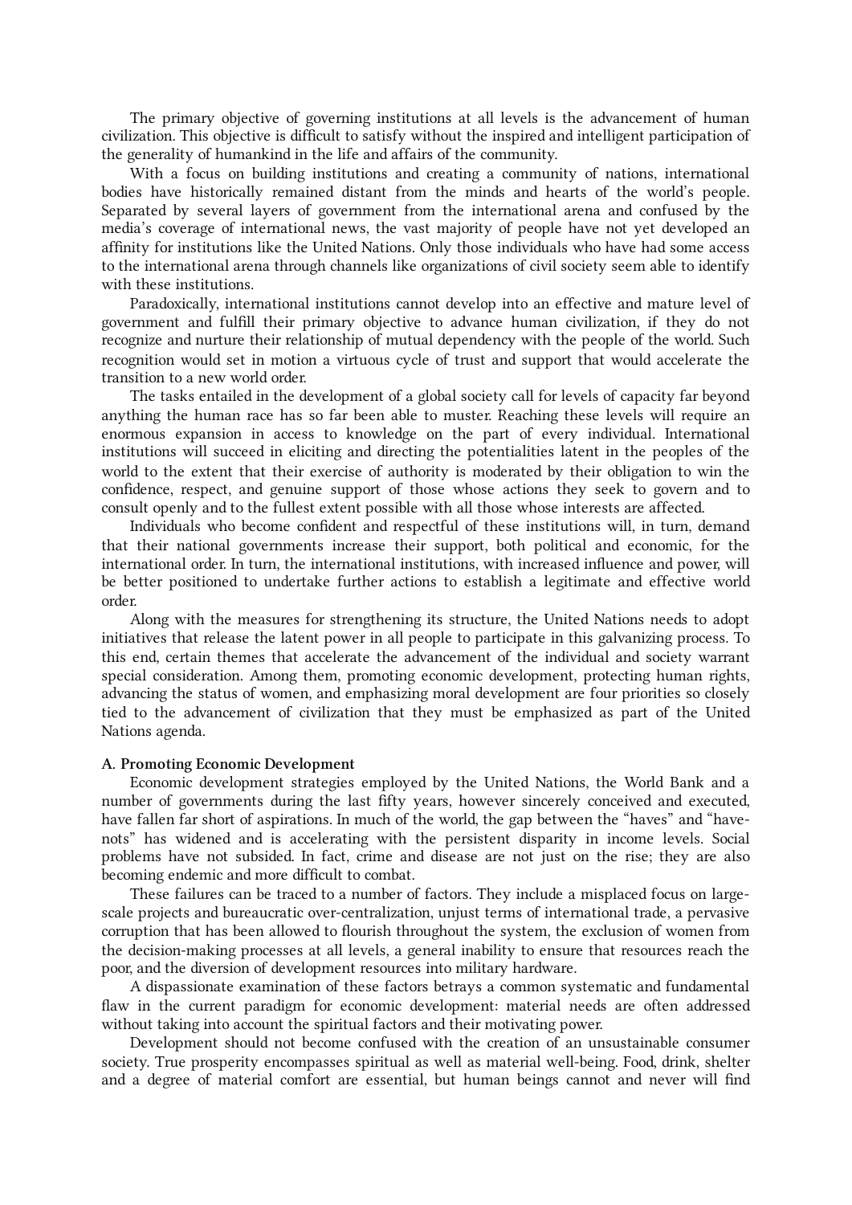The primary objective of governing institutions at all levels is the advancement of human civilization. This objective is difficult to satisfy without the inspired and intelligent participation of the generality of humankind in the life and affairs of the community.

With a focus on building institutions and creating a community of nations, international bodies have historically remained distant from the minds and hearts of the world's people. Separated by several layers of government from the international arena and confused by the media's coverage of international news, the vast majority of people have not yet developed an affinity for institutions like the United Nations. Only those individuals who have had some access to the international arena through channels like organizations of civil society seem able to identify with these institutions.

Paradoxically, international institutions cannot develop into an effective and mature level of government and fulfill their primary objective to advance human civilization, if they do not recognize and nurture their relationship of mutual dependency with the people of the world. Such recognition would set in motion a virtuous cycle of trust and support that would accelerate the transition to a new world order.

The tasks entailed in the development of a global society call for levels of capacity far beyond anything the human race has so far been able to muster. Reaching these levels will require an enormous expansion in access to knowledge on the part of every individual. International institutions will succeed in eliciting and directing the potentialities latent in the peoples of the world to the extent that their exercise of authority is moderated by their obligation to win the confidence, respect, and genuine support of those whose actions they seek to govern and to consult openly and to the fullest extent possible with all those whose interests are affected.

Individuals who become confident and respectful of these institutions will, in turn, demand that their national governments increase their support, both political and economic, for the international order. In turn, the international institutions, with increased influence and power, will be better positioned to undertake further actions to establish a legitimate and effective world order.

Along with the measures for strengthening its structure, the United Nations needs to adopt initiatives that release the latent power in all people to participate in this galvanizing process. To this end, certain themes that accelerate the advancement of the individual and society warrant special consideration. Among them, promoting economic development, protecting human rights, advancing the status of women, and emphasizing moral development are four priorities so closely tied to the advancement of civilization that they must be emphasized as part of the United Nations agenda.

**A. Promoting Economic Development**

Economic development strategies employed by the United Nations, the World Bank and a number of governments during the last fifty years, however sincerely conceived and executed, have fallen far short of aspirations. In much of the world, the gap between the "haves" and "have-nots" has widened and is accelerating with the persistent disparity in income levels. Social problems have not subsided. In fact, crime and disease are not just on the rise; they are also becoming endemic and more difficult to combat.

These failures can be traced to a number of factors. They include a misplaced focus on large-scale projects and bureaucratic over-centralization, unjust terms of international trade, a pervasive corruption that has been allowed to flourish throughout the system, the exclusion of women from the decision-making processes at all levels, a general inability to ensure that resources reach the poor, and the diversion of development resources into military hardware.

A dispassionate examination of these factors betrays a common systematic and fundamental flaw in the current paradigm for economic development: material needs are often addressed without taking into account the spiritual factors and their motivating power.

Development should not become confused with the creation of an unsustainable consumer society. True prosperity encompasses spiritual as well as material well-being. Food, drink, shelter and a degree of material comfort are essential, but human beings cannot and never will find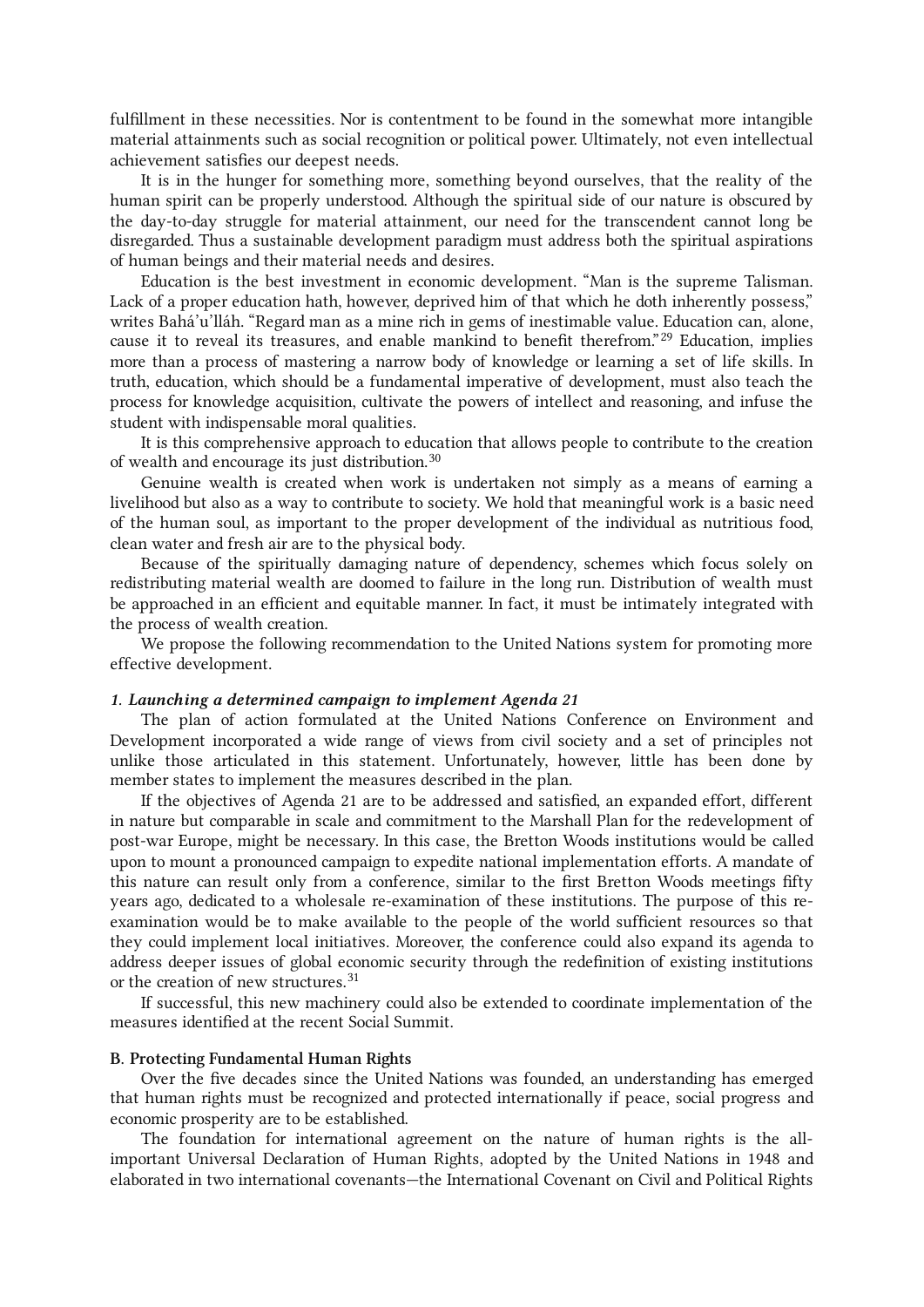fulfillment in these necessities. Nor is contentment to be found in the somewhat more intangible material attainments such as social recognition or political power. Ultimately, not even intellectual achievement satisfies our deepest needs.

It is in the hunger for something more, something beyond ourselves, that the reality of the human spirit can be properly understood. Although the spiritual side of our nature is obscured by the day-to-day struggle for material attainment, our need for the transcendent cannot long be disregarded. Thus a sustainable development paradigm must address both the spiritual aspirations of human beings and their material needs and desires.

Education is the best investment in economic development. "Man is the supreme Talisman. Lack of a proper education hath, however, deprived him of that which he doth inherently possess," writes Bahá'u'lláh. "Regard man as a mine rich in gems of inestimable value. Education can, alone, cause it to reveal its treasures, and enable mankind to benefit therefrom."[29] Education, implies more than a process of mastering a narrow body of knowledge or learning a set of life skills. In truth, education, which should be a fundamental imperative of development, must also teach the process for knowledge acquisition, cultivate the powers of intellect and reasoning, and infuse the student with indispensable moral qualities.

It is this comprehensive approach to education that allows people to contribute to the creation of wealth and encourage its just distribution.[30]

Genuine wealth is created when work is undertaken not simply as a means of earning a livelihood but also as a way to contribute to society. We hold that meaningful work is a basic need of the human soul, as important to the proper development of the individual as nutritious food, clean water and fresh air are to the physical body.

Because of the spiritually damaging nature of dependency, schemes which focus solely on redistributing material wealth are doomed to failure in the long run. Distribution of wealth must be approached in an efficient and equitable manner. In fact, it must be intimately integrated with the process of wealth creation.

We propose the following recommendation to the United Nations system for promoting more effective development.

***1. Launching a determined campaign to implement Agenda 21***

The plan of action formulated at the United Nations Conference on Environment and Development incorporated a wide range of views from civil society and a set of principles not unlike those articulated in this statement. Unfortunately, however, little has been done by member states to implement the measures described in the plan.

If the objectives of Agenda 21 are to be addressed and satisfied, an expanded effort, different in nature but comparable in scale and commitment to the Marshall Plan for the redevelopment of post-war Europe, might be necessary. In this case, the Bretton Woods institutions would be called upon to mount a pronounced campaign to expedite national implementation efforts. A mandate of this nature can result only from a conference, similar to the first Bretton Woods meetings fifty years ago, dedicated to a wholesale re-examination of these institutions. The purpose of this re-examination would be to make available to the people of the world sufficient resources so that they could implement local initiatives. Moreover, the conference could also expand its agenda to address deeper issues of global economic security through the redefinition of existing institutions or the creation of new structures.[31]

If successful, this new machinery could also be extended to coordinate implementation of the measures identified at the recent Social Summit.

**B. Protecting Fundamental Human Rights**

Over the five decades since the United Nations was founded, an understanding has emerged that human rights must be recognized and protected internationally if peace, social progress and economic prosperity are to be established.

The foundation for international agreement on the nature of human rights is the all-important Universal Declaration of Human Rights, adopted by the United Nations in 1948 and elaborated in two international covenants—the International Covenant on Civil and Political Rights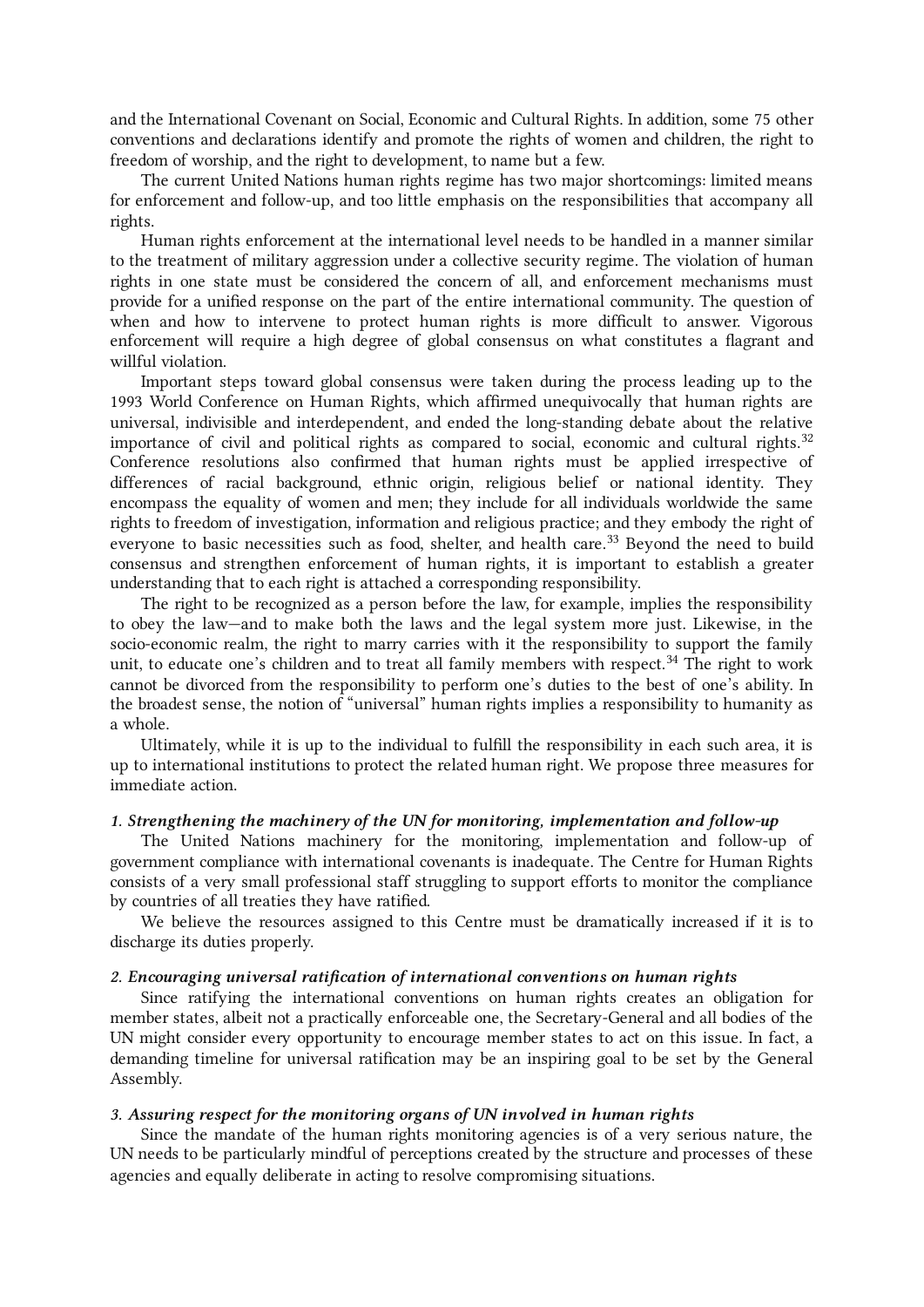and the International Covenant on Social, Economic and Cultural Rights. In addition, some 75 other conventions and declarations identify and promote the rights of women and children, the right to freedom of worship, and the right to development, to name but a few.

The current United Nations human rights regime has two major shortcomings: limited means for enforcement and follow-up, and too little emphasis on the responsibilities that accompany all rights.

Human rights enforcement at the international level needs to be handled in a manner similar to the treatment of military aggression under a collective security regime. The violation of human rights in one state must be considered the concern of all, and enforcement mechanisms must provide for a unified response on the part of the entire international community. The question of when and how to intervene to protect human rights is more difficult to answer. Vigorous enforcement will require a high degree of global consensus on what constitutes a flagrant and willful violation.

Important steps toward global consensus were taken during the process leading up to the 1993 World Conference on Human Rights, which affirmed unequivocally that human rights are universal, indivisible and interdependent, and ended the long-standing debate about the relative importance of civil and political rights as compared to social, economic and cultural rights.[32] Conference resolutions also confirmed that human rights must be applied irrespective of differences of racial background, ethnic origin, religious belief or national identity. They encompass the equality of women and men; they include for all individuals worldwide the same rights to freedom of investigation, information and religious practice; and they embody the right of everyone to basic necessities such as food, shelter, and health care.[33] Beyond the need to build consensus and strengthen enforcement of human rights, it is important to establish a greater understanding that to each right is attached a corresponding responsibility.

The right to be recognized as a person before the law, for example, implies the responsibility to obey the law—and to make both the laws and the legal system more just. Likewise, in the socio-economic realm, the right to marry carries with it the responsibility to support the family unit, to educate one's children and to treat all family members with respect.[34] The right to work cannot be divorced from the responsibility to perform one's duties to the best of one's ability. In the broadest sense, the notion of "universal" human rights implies a responsibility to humanity as a whole.

Ultimately, while it is up to the individual to fulfill the responsibility in each such area, it is up to international institutions to protect the related human right. We propose three measures for immediate action.

#### *1. Strengthening the machinery of the UN for monitoring, implementation and follow-up*

The United Nations machinery for the monitoring, implementation and follow-up of government compliance with international covenants is inadequate. The Centre for Human Rights consists of a very small professional staff struggling to support efforts to monitor the compliance by countries of all treaties they have ratified.

We believe the resources assigned to this Centre must be dramatically increased if it is to discharge its duties properly.

#### *2. Encouraging universal ratification of international conventions on human rights*

Since ratifying the international conventions on human rights creates an obligation for member states, albeit not a practically enforceable one, the Secretary-General and all bodies of the UN might consider every opportunity to encourage member states to act on this issue. In fact, a demanding timeline for universal ratification may be an inspiring goal to be set by the General Assembly.

#### *3. Assuring respect for the monitoring organs of UN involved in human rights*

Since the mandate of the human rights monitoring agencies is of a very serious nature, the UN needs to be particularly mindful of perceptions created by the structure and processes of these agencies and equally deliberate in acting to resolve compromising situations.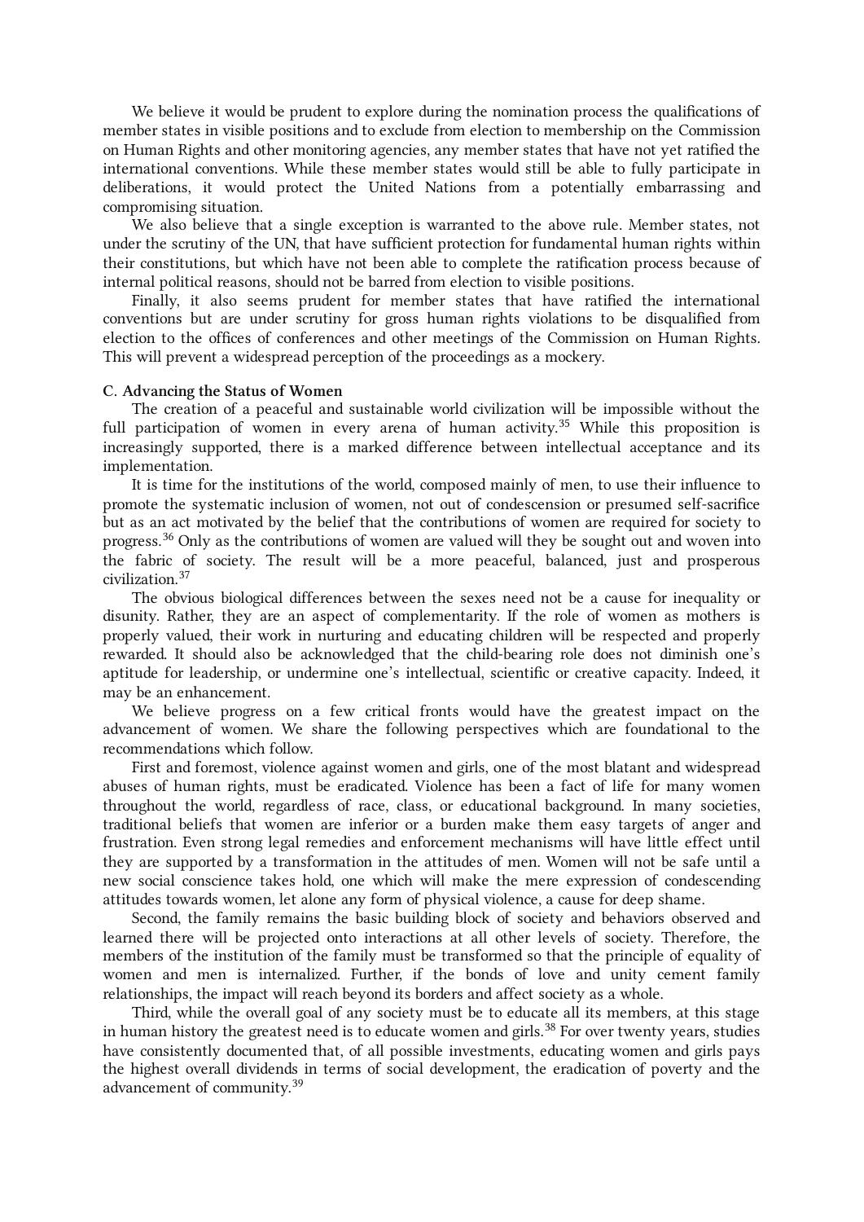We believe it would be prudent to explore during the nomination process the qualifications of member states in visible positions and to exclude from election to membership on the Commission on Human Rights and other monitoring agencies, any member states that have not yet ratified the international conventions. While these member states would still be able to fully participate in deliberations, it would protect the United Nations from a potentially embarrassing and compromising situation.

We also believe that a single exception is warranted to the above rule. Member states, not under the scrutiny of the UN, that have sufficient protection for fundamental human rights within their constitutions, but which have not been able to complete the ratification process because of internal political reasons, should not be barred from election to visible positions.

Finally, it also seems prudent for member states that have ratified the international conventions but are under scrutiny for gross human rights violations to be disqualified from election to the offices of conferences and other meetings of the Commission on Human Rights. This will prevent a widespread perception of the proceedings as a mockery.

**C. Advancing the Status of Women**

The creation of a peaceful and sustainable world civilization will be impossible without the full participation of women in every arena of human activity.[35] While this proposition is increasingly supported, there is a marked difference between intellectual acceptance and its implementation.

It is time for the institutions of the world, composed mainly of men, to use their influence to promote the systematic inclusion of women, not out of condescension or presumed self-sacrifice but as an act motivated by the belief that the contributions of women are required for society to progress.[36] Only as the contributions of women are valued will they be sought out and woven into the fabric of society. The result will be a more peaceful, balanced, just and prosperous civilization.[37]

The obvious biological differences between the sexes need not be a cause for inequality or disunity. Rather, they are an aspect of complementarity. If the role of women as mothers is properly valued, their work in nurturing and educating children will be respected and properly rewarded. It should also be acknowledged that the child-bearing role does not diminish one's aptitude for leadership, or undermine one's intellectual, scientific or creative capacity. Indeed, it may be an enhancement.

We believe progress on a few critical fronts would have the greatest impact on the advancement of women. We share the following perspectives which are foundational to the recommendations which follow.

First and foremost, violence against women and girls, one of the most blatant and widespread abuses of human rights, must be eradicated. Violence has been a fact of life for many women throughout the world, regardless of race, class, or educational background. In many societies, traditional beliefs that women are inferior or a burden make them easy targets of anger and frustration. Even strong legal remedies and enforcement mechanisms will have little effect until they are supported by a transformation in the attitudes of men. Women will not be safe until a new social conscience takes hold, one which will make the mere expression of condescending attitudes towards women, let alone any form of physical violence, a cause for deep shame.

Second, the family remains the basic building block of society and behaviors observed and learned there will be projected onto interactions at all other levels of society. Therefore, the members of the institution of the family must be transformed so that the principle of equality of women and men is internalized. Further, if the bonds of love and unity cement family relationships, the impact will reach beyond its borders and affect society as a whole.

Third, while the overall goal of any society must be to educate all its members, at this stage in human history the greatest need is to educate women and girls.[38] For over twenty years, studies have consistently documented that, of all possible investments, educating women and girls pays the highest overall dividends in terms of social development, the eradication of poverty and the advancement of community.[39]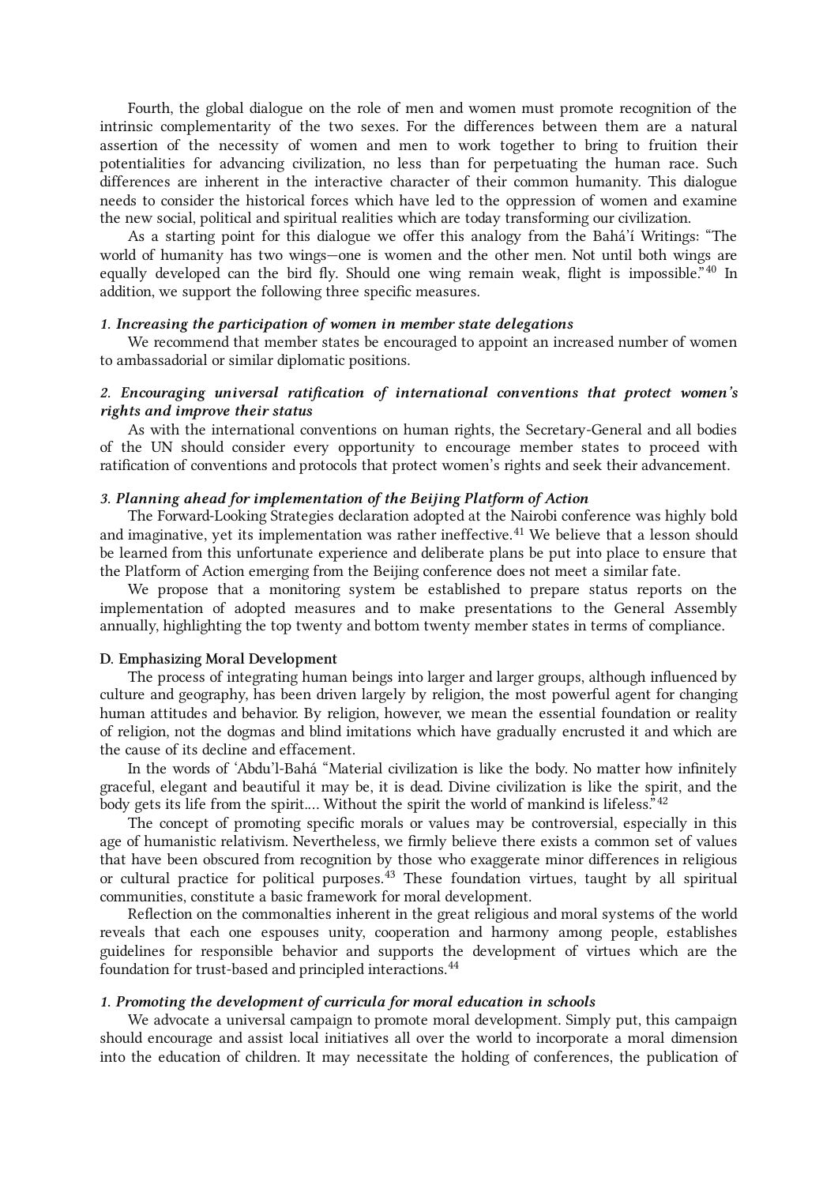Fourth, the global dialogue on the role of men and women must promote recognition of the intrinsic complementarity of the two sexes. For the differences between them are a natural assertion of the necessity of women and men to work together to bring to fruition their potentialities for advancing civilization, no less than for perpetuating the human race. Such differences are inherent in the interactive character of their common humanity. This dialogue needs to consider the historical forces which have led to the oppression of women and examine the new social, political and spiritual realities which are today transforming our civilization.

As a starting point for this dialogue we offer this analogy from the Bahá'í Writings: "The world of humanity has two wings—one is women and the other men. Not until both wings are equally developed can the bird fly. Should one wing remain weak, flight is impossible."[40] In addition, we support the following three specific measures.

#### *1. Increasing the participation of women in member state delegations*

We recommend that member states be encouraged to appoint an increased number of women to ambassadorial or similar diplomatic positions.

#### *2. Encouraging universal ratification of international conventions that protect women's rights and improve their status*

As with the international conventions on human rights, the Secretary-General and all bodies of the UN should consider every opportunity to encourage member states to proceed with ratification of conventions and protocols that protect women's rights and seek their advancement.

#### *3. Planning ahead for implementation of the Beijing Platform of Action*

The Forward-Looking Strategies declaration adopted at the Nairobi conference was highly bold and imaginative, yet its implementation was rather ineffective.[41] We believe that a lesson should be learned from this unfortunate experience and deliberate plans be put into place to ensure that the Platform of Action emerging from the Beijing conference does not meet a similar fate.

We propose that a monitoring system be established to prepare status reports on the implementation of adopted measures and to make presentations to the General Assembly annually, highlighting the top twenty and bottom twenty member states in terms of compliance.

### D. Emphasizing Moral Development

The process of integrating human beings into larger and larger groups, although influenced by culture and geography, has been driven largely by religion, the most powerful agent for changing human attitudes and behavior. By religion, however, we mean the essential foundation or reality of religion, not the dogmas and blind imitations which have gradually encrusted it and which are the cause of its decline and effacement.

In the words of 'Abdu'l-Bahá "Material civilization is like the body. No matter how infinitely graceful, elegant and beautiful it may be, it is dead. Divine civilization is like the spirit, and the body gets its life from the spirit.... Without the spirit the world of mankind is lifeless."[42]

The concept of promoting specific morals or values may be controversial, especially in this age of humanistic relativism. Nevertheless, we firmly believe there exists a common set of values that have been obscured from recognition by those who exaggerate minor differences in religious or cultural practice for political purposes.[43] These foundation virtues, taught by all spiritual communities, constitute a basic framework for moral development.

Reflection on the commonalties inherent in the great religious and moral systems of the world reveals that each one espouses unity, cooperation and harmony among people, establishes guidelines for responsible behavior and supports the development of virtues which are the foundation for trust-based and principled interactions.[44]

#### *1. Promoting the development of curricula for moral education in schools*

We advocate a universal campaign to promote moral development. Simply put, this campaign should encourage and assist local initiatives all over the world to incorporate a moral dimension into the education of children. It may necessitate the holding of conferences, the publication of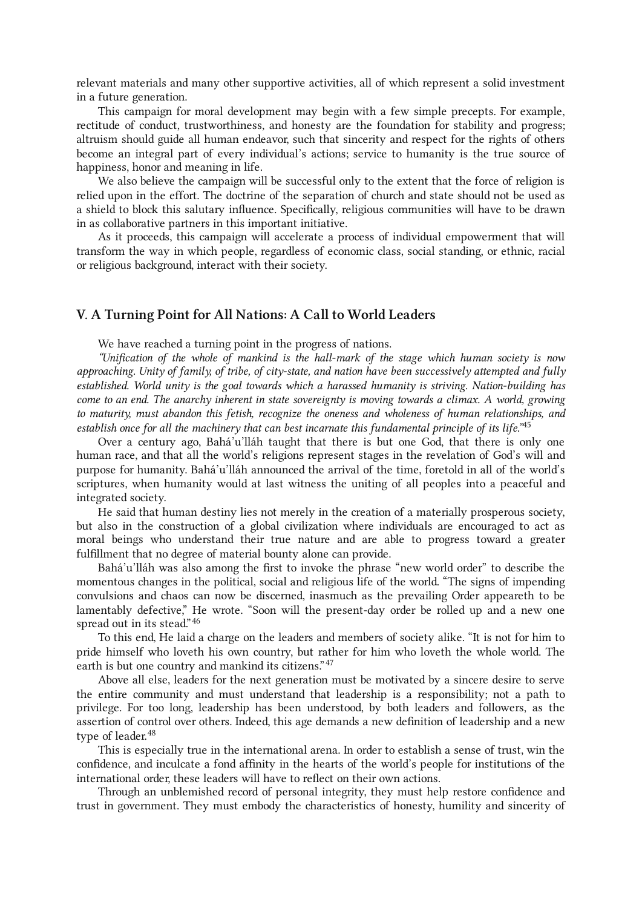relevant materials and many other supportive activities, all of which represent a solid investment in a future generation.

This campaign for moral development may begin with a few simple precepts. For example, rectitude of conduct, trustworthiness, and honesty are the foundation for stability and progress; altruism should guide all human endeavor, such that sincerity and respect for the rights of others become an integral part of every individual's actions; service to humanity is the true source of happiness, honor and meaning in life.

We also believe the campaign will be successful only to the extent that the force of religion is relied upon in the effort. The doctrine of the separation of church and state should not be used as a shield to block this salutary influence. Specifically, religious communities will have to be drawn in as collaborative partners in this important initiative.

As it proceeds, this campaign will accelerate a process of individual empowerment that will transform the way in which people, regardless of economic class, social standing, or ethnic, racial or religious background, interact with their society.

## V. A Turning Point for All Nations: A Call to World Leaders

We have reached a turning point in the progress of nations.

*"Unification of the whole of mankind is the hall-mark of the stage which human society is now approaching. Unity of family, of tribe, of city-state, and nation have been successively attempted and fully established. World unity is the goal towards which a harassed humanity is striving. Nation-building has come to an end. The anarchy inherent in state sovereignty is moving towards a climax. A world, growing to maturity, must abandon this fetish, recognize the oneness and wholeness of human relationships, and establish once for all the machinery that can best incarnate this fundamental principle of its life."*[45]

Over a century ago, Bahá'u'lláh taught that there is but one God, that there is only one human race, and that all the world's religions represent stages in the revelation of God's will and purpose for humanity. Bahá'u'lláh announced the arrival of the time, foretold in all of the world's scriptures, when humanity would at last witness the uniting of all peoples into a peaceful and integrated society.

He said that human destiny lies not merely in the creation of a materially prosperous society, but also in the construction of a global civilization where individuals are encouraged to act as moral beings who understand their true nature and are able to progress toward a greater fulfillment that no degree of material bounty alone can provide.

Bahá'u'lláh was also among the first to invoke the phrase "new world order" to describe the momentous changes in the political, social and religious life of the world. "The signs of impending convulsions and chaos can now be discerned, inasmuch as the prevailing Order appeareth to be lamentably defective," He wrote. "Soon will the present-day order be rolled up and a new one spread out in its stead."[46]

To this end, He laid a charge on the leaders and members of society alike. "It is not for him to pride himself who loveth his own country, but rather for him who loveth the whole world. The earth is but one country and mankind its citizens."[47]

Above all else, leaders for the next generation must be motivated by a sincere desire to serve the entire community and must understand that leadership is a responsibility; not a path to privilege. For too long, leadership has been understood, by both leaders and followers, as the assertion of control over others. Indeed, this age demands a new definition of leadership and a new type of leader.[48]

This is especially true in the international arena. In order to establish a sense of trust, win the confidence, and inculcate a fond affinity in the hearts of the world's people for institutions of the international order, these leaders will have to reflect on their own actions.

Through an unblemished record of personal integrity, they must help restore confidence and trust in government. They must embody the characteristics of honesty, humility and sincerity of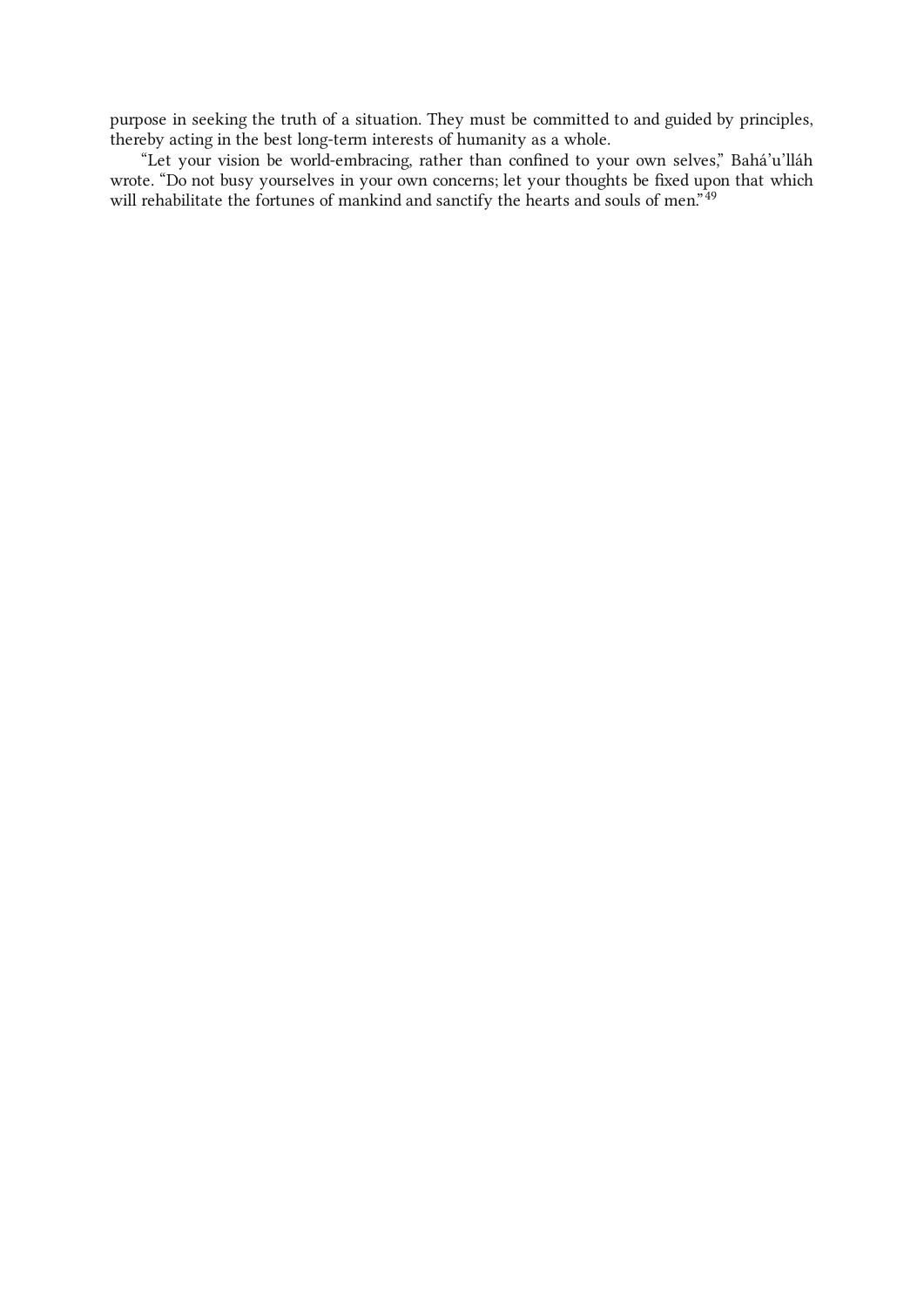purpose in seeking the truth of a situation. They must be committed to and guided by principles, thereby acting in the best long-term interests of humanity as a whole.

"Let your vision be world-embracing, rather than confined to your own selves," Bahá'u'lláh wrote. "Do not busy yourselves in your own concerns; let your thoughts be fixed upon that which will rehabilitate the fortunes of mankind and sanctify the hearts and souls of men."[49]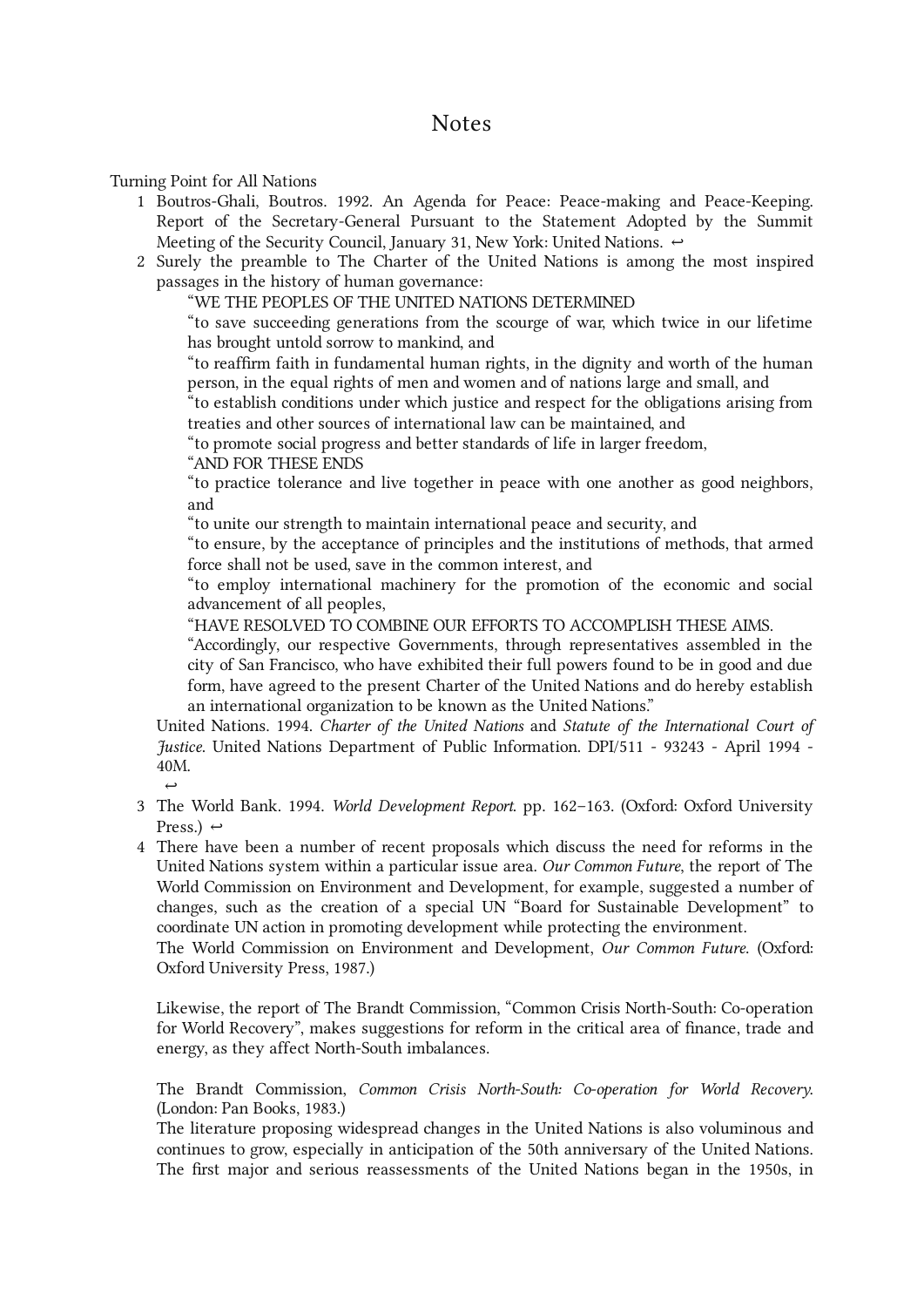# Notes

Turning Point for All Nations

1. Boutros-Ghali, Boutros. 1992. An Agenda for Peace: Peace-making and Peace-Keeping. Report of the Secretary-General Pursuant to the Statement Adopted by the Summit Meeting of the Security Council, January 31, New York: United Nations. ↩
2. Surely the preamble to The Charter of the United Nations is among the most inspired passages in the history of human governance:

   > "WE THE PEOPLES OF THE UNITED NATIONS DETERMINED
   >
   > "to save succeeding generations from the scourge of war, which twice in our lifetime has brought untold sorrow to mankind, and
   >
   > "to reaffirm faith in fundamental human rights, in the dignity and worth of the human person, in the equal rights of men and women and of nations large and small, and
   >
   > "to establish conditions under which justice and respect for the obligations arising from treaties and other sources of international law can be maintained, and
   >
   > "to promote social progress and better standards of life in larger freedom,
   >
   > "AND FOR THESE ENDS
   >
   > "to practice tolerance and live together in peace with one another as good neighbors, and
   >
   > "to unite our strength to maintain international peace and security, and
   >
   > "to ensure, by the acceptance of principles and the institutions of methods, that armed force shall not be used, save in the common interest, and
   >
   > "to employ international machinery for the promotion of the economic and social advancement of all peoples,
   >
   > "HAVE RESOLVED TO COMBINE OUR EFFORTS TO ACCOMPLISH THESE AIMS.
   >
   > "Accordingly, our respective Governments, through representatives assembled in the city of San Francisco, who have exhibited their full powers found to be in good and due form, have agreed to the present Charter of the United Nations and do hereby establish an international organization to be known as the United Nations."

   United Nations. 1994. *Charter of the United Nations* and *Statute of the International Court of Justice*. United Nations Department of Public Information. DPI/511 - 93243 - April 1994 - 40M.
   ↩
3. The World Bank. 1994. *World Development Report*. pp. 162–163. (Oxford: Oxford University Press.) ↩
4. There have been a number of recent proposals which discuss the need for reforms in the United Nations system within a particular issue area. *Our Common Future*, the report of The World Commission on Environment and Development, for example, suggested a number of changes, such as the creation of a special UN "Board for Sustainable Development" to coordinate UN action in promoting development while protecting the environment.
   The World Commission on Environment and Development, *Our Common Future*. (Oxford: Oxford University Press, 1987.)

   Likewise, the report of The Brandt Commission, "Common Crisis North-South: Co-operation for World Recovery", makes suggestions for reform in the critical area of finance, trade and energy, as they affect North-South imbalances.

   The Brandt Commission, *Common Crisis North-South: Co-operation for World Recovery.* (London: Pan Books, 1983.)
   The literature proposing widespread changes in the United Nations is also voluminous and continues to grow, especially in anticipation of the 50th anniversary of the United Nations. The first major and serious reassessments of the United Nations began in the 1950s, in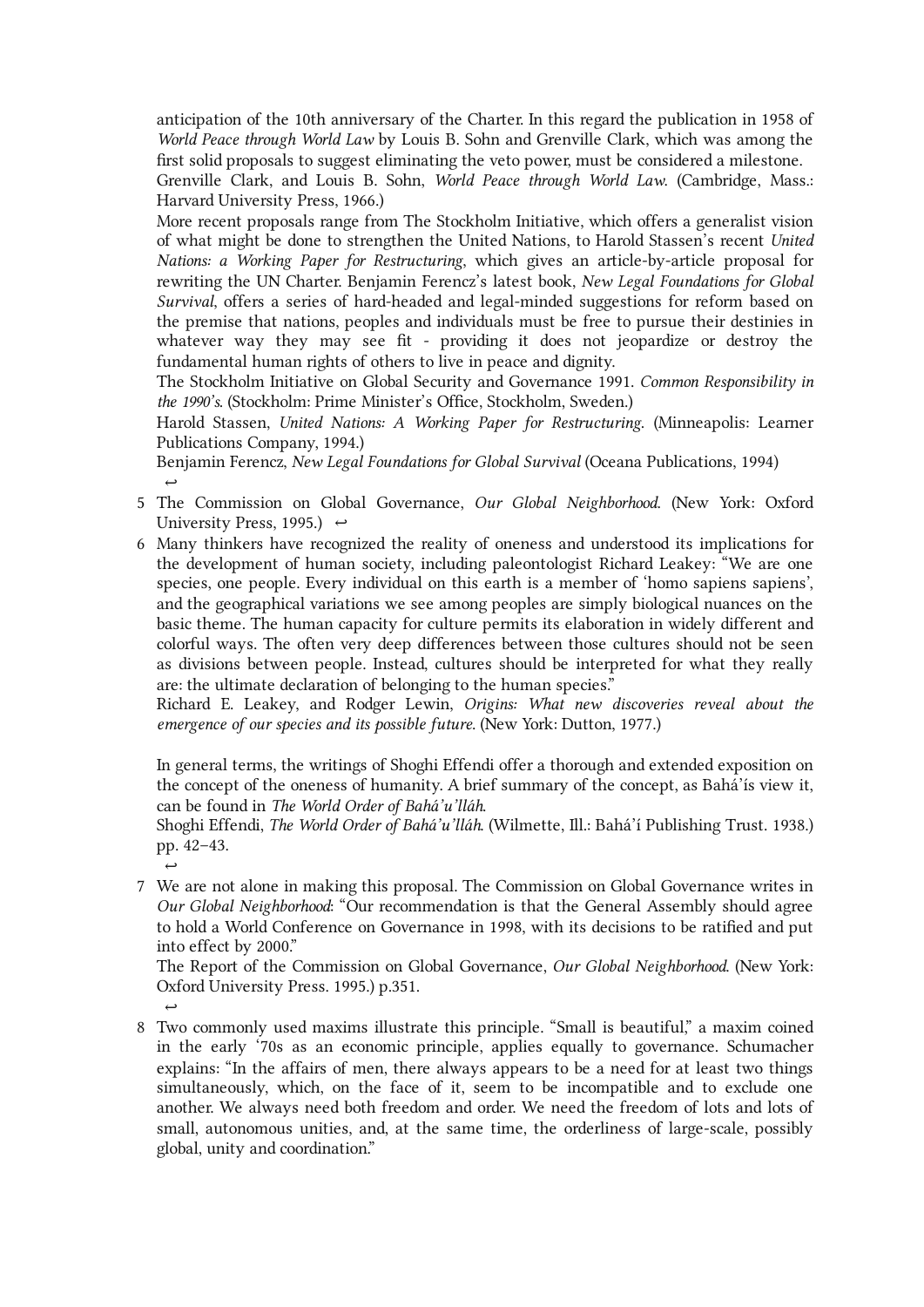anticipation of the 10th anniversary of the Charter. In this regard the publication in 1958 of *World Peace through World Law* by Louis B. Sohn and Grenville Clark, which was among the first solid proposals to suggest eliminating the veto power, must be considered a milestone.
Grenville Clark, and Louis B. Sohn, *World Peace through World Law*. (Cambridge, Mass.: Harvard University Press, 1966.)
More recent proposals range from The Stockholm Initiative, which offers a generalist vision of what might be done to strengthen the United Nations, to Harold Stassen's recent *United Nations: a Working Paper for Restructuring*, which gives an article-by-article proposal for rewriting the UN Charter. Benjamin Ferencz's latest book, *New Legal Foundations for Global Survival*, offers a series of hard-headed and legal-minded suggestions for reform based on the premise that nations, peoples and individuals must be free to pursue their destinies in whatever way they may see fit - providing it does not jeopardize or destroy the fundamental human rights of others to live in peace and dignity.
The Stockholm Initiative on Global Security and Governance 1991. *Common Responsibility in the 1990's*. (Stockholm: Prime Minister's Office, Stockholm, Sweden.)
Harold Stassen, *United Nations: A Working Paper for Restructuring*. (Minneapolis: Learner Publications Company, 1994.)
Benjamin Ferencz, *New Legal Foundations for Global Survival* (Oceana Publications, 1994)
↩

5. The Commission on Global Governance, *Our Global Neighborhood*. (New York: Oxford University Press, 1995.) ↩

6. Many thinkers have recognized the reality of oneness and understood its implications for the development of human society, including paleontologist Richard Leakey: "We are one species, one people. Every individual on this earth is a member of 'homo sapiens sapiens', and the geographical variations we see among peoples are simply biological nuances on the basic theme. The human capacity for culture permits its elaboration in widely different and colorful ways. The often very deep differences between those cultures should not be seen as divisions between people. Instead, cultures should be interpreted for what they really are: the ultimate declaration of belonging to the human species."
Richard E. Leakey, and Rodger Lewin, *Origins: What new discoveries reveal about the emergence of our species and its possible future*. (New York: Dutton, 1977.)

   In general terms, the writings of Shoghi Effendi offer a thorough and extended exposition on the concept of the oneness of humanity. A brief summary of the concept, as Bahá'ís view it, can be found in *The World Order of Bahá'u'lláh*.
Shoghi Effendi, *The World Order of Bahá'u'lláh*. (Wilmette, Ill.: Bahá'í Publishing Trust. 1938.) pp. 42–43.
↩

7. We are not alone in making this proposal. The Commission on Global Governance writes in *Our Global Neighborhood*: "Our recommendation is that the General Assembly should agree to hold a World Conference on Governance in 1998, with its decisions to be ratified and put into effect by 2000."
The Report of the Commission on Global Governance, *Our Global Neighborhood*. (New York: Oxford University Press. 1995.) p.351.
↩

8. Two commonly used maxims illustrate this principle. "Small is beautiful," a maxim coined in the early '70s as an economic principle, applies equally to governance. Schumacher explains: "In the affairs of men, there always appears to be a need for at least two things simultaneously, which, on the face of it, seem to be incompatible and to exclude one another. We always need both freedom and order. We need the freedom of lots and lots of small, autonomous unities, and, at the same time, the orderliness of large-scale, possibly global, unity and coordination."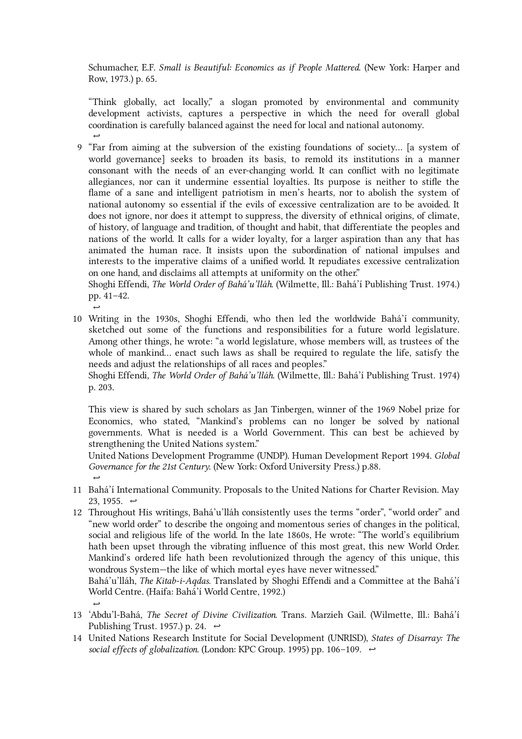Schumacher, E.F. *Small is Beautiful: Economics as if People Mattered*. (New York: Harper and Row, 1973.) p. 65.

"Think globally, act locally," a slogan promoted by environmental and community development activists, captures a perspective in which the need for overall global coordination is carefully balanced against the need for local and national autonomy. ↩

9. "Far from aiming at the subversion of the existing foundations of society… [a system of world governance] seeks to broaden its basis, to remold its institutions in a manner consonant with the needs of an ever-changing world. It can conflict with no legitimate allegiances, nor can it undermine essential loyalties. Its purpose is neither to stifle the flame of a sane and intelligent patriotism in men's hearts, nor to abolish the system of national autonomy so essential if the evils of excessive centralization are to be avoided. It does not ignore, nor does it attempt to suppress, the diversity of ethnical origins, of climate, of history, of language and tradition, of thought and habit, that differentiate the peoples and nations of the world. It calls for a wider loyalty, for a larger aspiration than any that has animated the human race. It insists upon the subordination of national impulses and interests to the imperative claims of a unified world. It repudiates excessive centralization on one hand, and disclaims all attempts at uniformity on the other."
Shoghi Effendi, *The World Order of Bahá'u'lláh*. (Wilmette, Ill.: Bahá'í Publishing Trust. 1974.) pp. 41–42. ↩

10. Writing in the 1930s, Shoghi Effendi, who then led the worldwide Bahá'í community, sketched out some of the functions and responsibilities for a future world legislature. Among other things, he wrote: "a world legislature, whose members will, as trustees of the whole of mankind… enact such laws as shall be required to regulate the life, satisfy the needs and adjust the relationships of all races and peoples."
Shoghi Effendi, *The World Order of Bahá'u'lláh*. (Wilmette, Ill.: Bahá'í Publishing Trust. 1974) p. 203.

    This view is shared by such scholars as Jan Tinbergen, winner of the 1969 Nobel prize for Economics, who stated, "Mankind's problems can no longer be solved by national governments. What is needed is a World Government. This can best be achieved by strengthening the United Nations system."
    United Nations Development Programme (UNDP). Human Development Report 1994. *Global Governance for the 21st Century*. (New York: Oxford University Press.) p.88. ↩

11. Bahá'í International Community. Proposals to the United Nations for Charter Revision. May 23, 1955. ↩

12. Throughout His writings, Bahá'u'lláh consistently uses the terms "order", "world order" and "new world order" to describe the ongoing and momentous series of changes in the political, social and religious life of the world. In the late 1860s, He wrote: "The world's equilibrium hath been upset through the vibrating influence of this most great, this new World Order. Mankind's ordered life hath been revolutionized through the agency of this unique, this wondrous System—the like of which mortal eyes have never witnessed."
Bahá'u'lláh, *The Kitab-i-Aqdas*. Translated by Shoghi Effendi and a Committee at the Bahá'í World Centre. (Haifa: Bahá'í World Centre, 1992.) ↩

13. 'Abdu'l-Bahá, *The Secret of Divine Civilization*. Trans. Marzieh Gail. (Wilmette, Ill.: Bahá'í Publishing Trust. 1957.) p. 24. ↩

14. United Nations Research Institute for Social Development (UNRISD), *States of Disarray: The social effects of globalization*. (London: KPC Group. 1995) pp. 106–109. ↩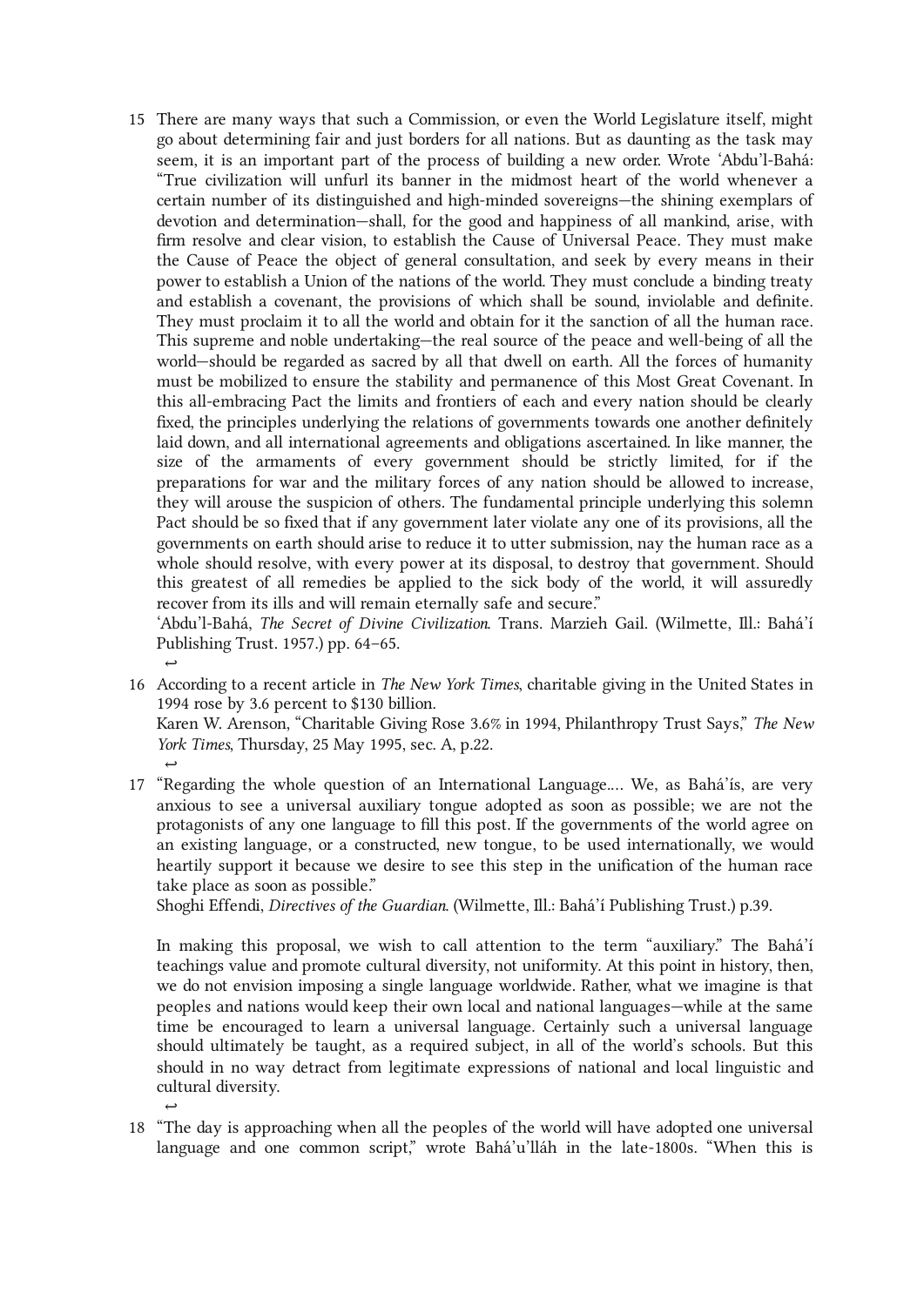15. There are many ways that such a Commission, or even the World Legislature itself, might go about determining fair and just borders for all nations. But as daunting as the task may seem, it is an important part of the process of building a new order. Wrote 'Abdu'l-Bahá: "True civilization will unfurl its banner in the midmost heart of the world whenever a certain number of its distinguished and high-minded sovereigns—the shining exemplars of devotion and determination—shall, for the good and happiness of all mankind, arise, with firm resolve and clear vision, to establish the Cause of Universal Peace. They must make the Cause of Peace the object of general consultation, and seek by every means in their power to establish a Union of the nations of the world. They must conclude a binding treaty and establish a covenant, the provisions of which shall be sound, inviolable and definite. They must proclaim it to all the world and obtain for it the sanction of all the human race. This supreme and noble undertaking—the real source of the peace and well-being of all the world—should be regarded as sacred by all that dwell on earth. All the forces of humanity must be mobilized to ensure the stability and permanence of this Most Great Covenant. In this all-embracing Pact the limits and frontiers of each and every nation should be clearly fixed, the principles underlying the relations of governments towards one another definitely laid down, and all international agreements and obligations ascertained. In like manner, the size of the armaments of every government should be strictly limited, for if the preparations for war and the military forces of any nation should be allowed to increase, they will arouse the suspicion of others. The fundamental principle underlying this solemn Pact should be so fixed that if any government later violate any one of its provisions, all the governments on earth should arise to reduce it to utter submission, nay the human race as a whole should resolve, with every power at its disposal, to destroy that government. Should this greatest of all remedies be applied to the sick body of the world, it will assuredly recover from its ills and will remain eternally safe and secure."
    'Abdu'l-Bahá, *The Secret of Divine Civilization*. Trans. Marzieh Gail. (Wilmette, Ill.: Bahá'í Publishing Trust. 1957.) pp. 64–65.
    ↩

16. According to a recent article in *The New York Times*, charitable giving in the United States in 1994 rose by 3.6 percent to $130 billion.
    Karen W. Arenson, "Charitable Giving Rose 3.6% in 1994, Philanthropy Trust Says," *The New York Times*, Thursday, 25 May 1995, sec. A, p.22.
    ↩

17. "Regarding the whole question of an International Language…. We, as Bahá'ís, are very anxious to see a universal auxiliary tongue adopted as soon as possible; we are not the protagonists of any one language to fill this post. If the governments of the world agree on an existing language, or a constructed, new tongue, to be used internationally, we would heartily support it because we desire to see this step in the unification of the human race take place as soon as possible."
    Shoghi Effendi, *Directives of the Guardian*. (Wilmette, Ill.: Bahá'í Publishing Trust.) p.39.

    In making this proposal, we wish to call attention to the term "auxiliary." The Bahá'í teachings value and promote cultural diversity, not uniformity. At this point in history, then, we do not envision imposing a single language worldwide. Rather, what we imagine is that peoples and nations would keep their own local and national languages—while at the same time be encouraged to learn a universal language. Certainly such a universal language should ultimately be taught, as a required subject, in all of the world's schools. But this should in no way detract from legitimate expressions of national and local linguistic and cultural diversity.
    ↩

18. "The day is approaching when all the peoples of the world will have adopted one universal language and one common script," wrote Bahá'u'lláh in the late-1800s. "When this is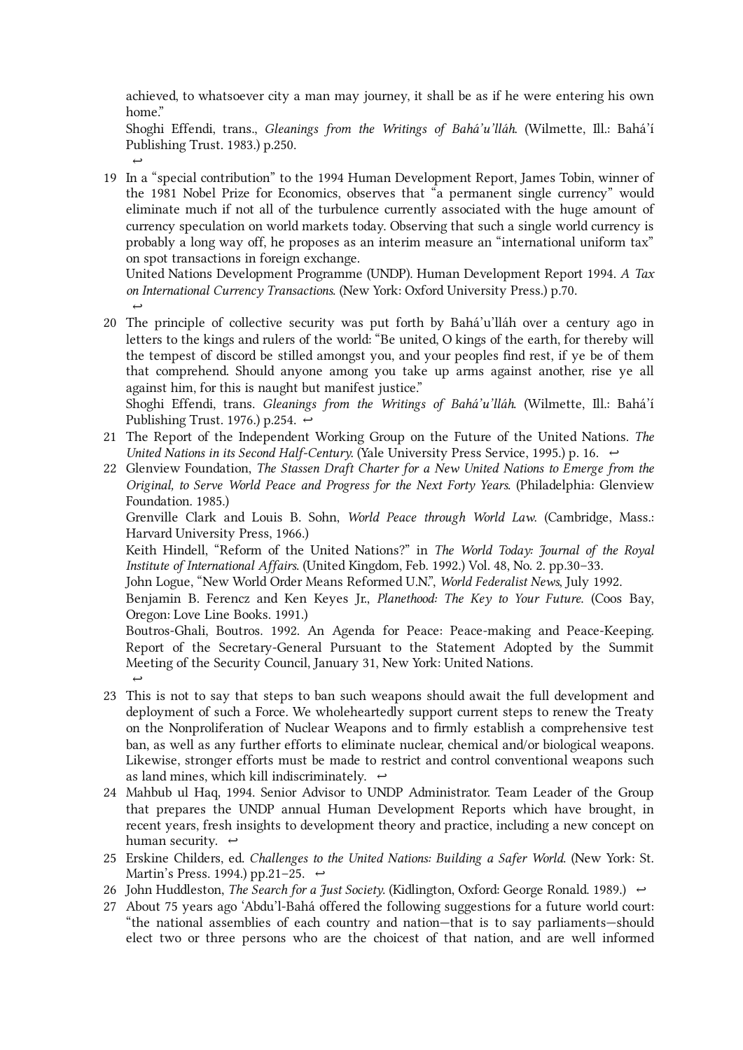achieved, to whatsoever city a man may journey, it shall be as if he were entering his own home."
Shoghi Effendi, trans., *Gleanings from the Writings of Bahá'u'lláh*. (Wilmette, Ill.: Bahá'í Publishing Trust. 1983.) p.250.
↩

19. In a "special contribution" to the 1994 Human Development Report, James Tobin, winner of the 1981 Nobel Prize for Economics, observes that "a permanent single currency" would eliminate much if not all of the turbulence currently associated with the huge amount of currency speculation on world markets today. Observing that such a single world currency is probably a long way off, he proposes as an interim measure an "international uniform tax" on spot transactions in foreign exchange.
United Nations Development Programme (UNDP). Human Development Report 1994. *A Tax on International Currency Transactions*. (New York: Oxford University Press.) p.70.
↩
20. The principle of collective security was put forth by Bahá'u'lláh over a century ago in letters to the kings and rulers of the world: "Be united, O kings of the earth, for thereby will the tempest of discord be stilled amongst you, and your peoples find rest, if ye be of them that comprehend. Should anyone among you take up arms against another, rise ye all against him, for this is naught but manifest justice."
Shoghi Effendi, trans. *Gleanings from the Writings of Bahá'u'lláh*. (Wilmette, Ill.: Bahá'í Publishing Trust. 1976.) p.254. ↩
21. The Report of the Independent Working Group on the Future of the United Nations. *The United Nations in its Second Half-Century*. (Yale University Press Service, 1995.) p. 16. ↩
22. Glenview Foundation, *The Stassen Draft Charter for a New United Nations to Emerge from the Original, to Serve World Peace and Progress for the Next Forty Years*. (Philadelphia: Glenview Foundation. 1985.)
Grenville Clark and Louis B. Sohn, *World Peace through World Law*. (Cambridge, Mass.: Harvard University Press, 1966.)
Keith Hindell, "Reform of the United Nations?" in *The World Today: Journal of the Royal Institute of International Affairs*. (United Kingdom, Feb. 1992.) Vol. 48, No. 2. pp.30–33.
John Logue, "New World Order Means Reformed U.N.", *World Federalist News*, July 1992.
Benjamin B. Ferencz and Ken Keyes Jr., *Planethood: The Key to Your Future*. (Coos Bay, Oregon: Love Line Books. 1991.)
Boutros-Ghali, Boutros. 1992. An Agenda for Peace: Peace-making and Peace-Keeping. Report of the Secretary-General Pursuant to the Statement Adopted by the Summit Meeting of the Security Council, January 31, New York: United Nations.
↩
23. This is not to say that steps to ban such weapons should await the full development and deployment of such a Force. We wholeheartedly support current steps to renew the Treaty on the Nonproliferation of Nuclear Weapons and to firmly establish a comprehensive test ban, as well as any further efforts to eliminate nuclear, chemical and/or biological weapons. Likewise, stronger efforts must be made to restrict and control conventional weapons such as land mines, which kill indiscriminately. ↩
24. Mahbub ul Haq, 1994. Senior Advisor to UNDP Administrator. Team Leader of the Group that prepares the UNDP annual Human Development Reports which have brought, in recent years, fresh insights to development theory and practice, including a new concept on human security. ↩
25. Erskine Childers, ed. *Challenges to the United Nations: Building a Safer World*. (New York: St. Martin's Press. 1994.) pp.21–25. ↩
26. John Huddleston, *The Search for a Just Society*. (Kidlington, Oxford: George Ronald. 1989.) ↩
27. About 75 years ago 'Abdu'l-Bahá offered the following suggestions for a future world court: "the national assemblies of each country and nation—that is to say parliaments—should elect two or three persons who are the choicest of that nation, and are well informed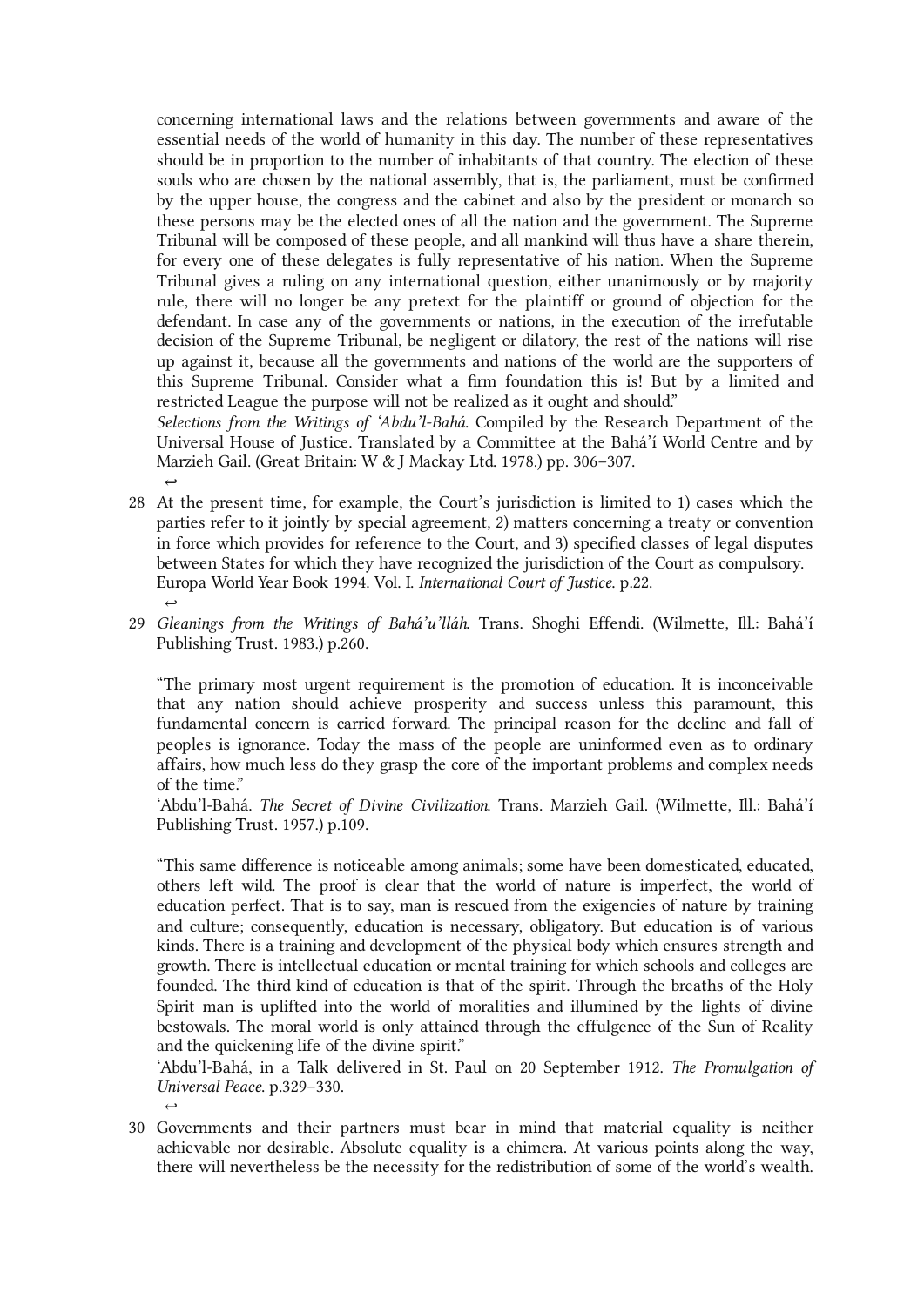concerning international laws and the relations between governments and aware of the essential needs of the world of humanity in this day. The number of these representatives should be in proportion to the number of inhabitants of that country. The election of these souls who are chosen by the national assembly, that is, the parliament, must be confirmed by the upper house, the congress and the cabinet and also by the president or monarch so these persons may be the elected ones of all the nation and the government. The Supreme Tribunal will be composed of these people, and all mankind will thus have a share therein, for every one of these delegates is fully representative of his nation. When the Supreme Tribunal gives a ruling on any international question, either unanimously or by majority rule, there will no longer be any pretext for the plaintiff or ground of objection for the defendant. In case any of the governments or nations, in the execution of the irrefutable decision of the Supreme Tribunal, be negligent or dilatory, the rest of the nations will rise up against it, because all the governments and nations of the world are the supporters of this Supreme Tribunal. Consider what a firm foundation this is! But by a limited and restricted League the purpose will not be realized as it ought and should."

*Selections from the Writings of 'Abdu'l-Bahá*. Compiled by the Research Department of the Universal House of Justice. Translated by a Committee at the Bahá'í World Centre and by Marzieh Gail. (Great Britain: W & J Mackay Ltd. 1978.) pp. 306–307.
↩

28 At the present time, for example, the Court's jurisdiction is limited to 1) cases which the parties refer to it jointly by special agreement, 2) matters concerning a treaty or convention in force which provides for reference to the Court, and 3) specified classes of legal disputes between States for which they have recognized the jurisdiction of the Court as compulsory. Europa World Year Book 1994. Vol. I. *International Court of Justice*. p.22.
↩

29 *Gleanings from the Writings of Bahá'u'lláh*. Trans. Shoghi Effendi. (Wilmette, Ill.: Bahá'í Publishing Trust. 1983.) p.260.

"The primary most urgent requirement is the promotion of education. It is inconceivable that any nation should achieve prosperity and success unless this paramount, this fundamental concern is carried forward. The principal reason for the decline and fall of peoples is ignorance. Today the mass of the people are uninformed even as to ordinary affairs, how much less do they grasp the core of the important problems and complex needs of the time."

'Abdu'l-Bahá. *The Secret of Divine Civilization*. Trans. Marzieh Gail. (Wilmette, Ill.: Bahá'í Publishing Trust. 1957.) p.109.

"This same difference is noticeable among animals; some have been domesticated, educated, others left wild. The proof is clear that the world of nature is imperfect, the world of education perfect. That is to say, man is rescued from the exigencies of nature by training and culture; consequently, education is necessary, obligatory. But education is of various kinds. There is a training and development of the physical body which ensures strength and growth. There is intellectual education or mental training for which schools and colleges are founded. The third kind of education is that of the spirit. Through the breaths of the Holy Spirit man is uplifted into the world of moralities and illumined by the lights of divine bestowals. The moral world is only attained through the effulgence of the Sun of Reality and the quickening life of the divine spirit."

'Abdu'l-Bahá, in a Talk delivered in St. Paul on 20 September 1912. *The Promulgation of Universal Peace*. p.329–330.
↩

30 Governments and their partners must bear in mind that material equality is neither achievable nor desirable. Absolute equality is a chimera. At various points along the way, there will nevertheless be the necessity for the redistribution of some of the world's wealth.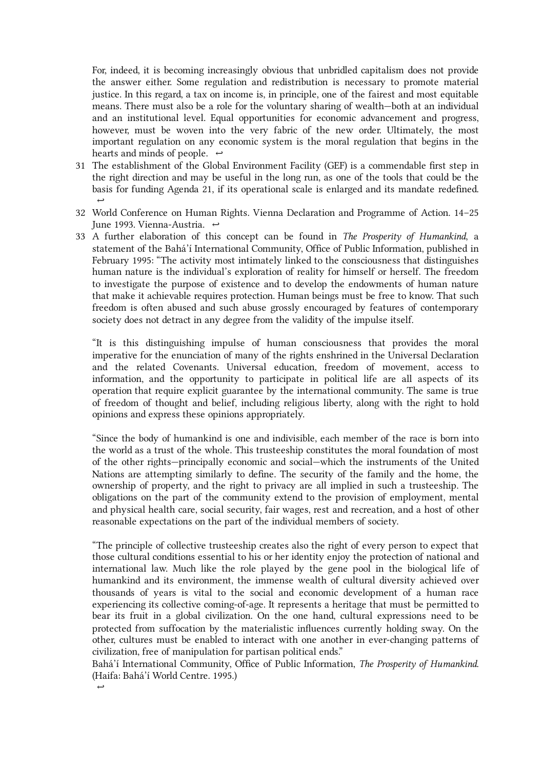For, indeed, it is becoming increasingly obvious that unbridled capitalism does not provide the answer either. Some regulation and redistribution is necessary to promote material justice. In this regard, a tax on income is, in principle, one of the fairest and most equitable means. There must also be a role for the voluntary sharing of wealth—both at an individual and an institutional level. Equal opportunities for economic advancement and progress, however, must be woven into the very fabric of the new order. Ultimately, the most important regulation on any economic system is the moral regulation that begins in the hearts and minds of people. ↩

31. The establishment of the Global Environment Facility (GEF) is a commendable first step in the right direction and may be useful in the long run, as one of the tools that could be the basis for funding Agenda 21, if its operational scale is enlarged and its mandate redefined. ↩

32. World Conference on Human Rights. Vienna Declaration and Programme of Action. 14–25 June 1993. Vienna-Austria. ↩

33. A further elaboration of this concept can be found in *The Prosperity of Humankind*, a statement of the Bahá'í International Community, Office of Public Information, published in February 1995: "The activity most intimately linked to the consciousness that distinguishes human nature is the individual's exploration of reality for himself or herself. The freedom to investigate the purpose of existence and to develop the endowments of human nature that make it achievable requires protection. Human beings must be free to know. That such freedom is often abused and such abuse grossly encouraged by features of contemporary society does not detract in any degree from the validity of the impulse itself.

   "It is this distinguishing impulse of human consciousness that provides the moral imperative for the enunciation of many of the rights enshrined in the Universal Declaration and the related Covenants. Universal education, freedom of movement, access to information, and the opportunity to participate in political life are all aspects of its operation that require explicit guarantee by the international community. The same is true of freedom of thought and belief, including religious liberty, along with the right to hold opinions and express these opinions appropriately.

   "Since the body of humankind is one and indivisible, each member of the race is born into the world as a trust of the whole. This trusteeship constitutes the moral foundation of most of the other rights—principally economic and social—which the instruments of the United Nations are attempting similarly to define. The security of the family and the home, the ownership of property, and the right to privacy are all implied in such a trusteeship. The obligations on the part of the community extend to the provision of employment, mental and physical health care, social security, fair wages, rest and recreation, and a host of other reasonable expectations on the part of the individual members of society.

   "The principle of collective trusteeship creates also the right of every person to expect that those cultural conditions essential to his or her identity enjoy the protection of national and international law. Much like the role played by the gene pool in the biological life of humankind and its environment, the immense wealth of cultural diversity achieved over thousands of years is vital to the social and economic development of a human race experiencing its collective coming-of-age. It represents a heritage that must be permitted to bear its fruit in a global civilization. On the one hand, cultural expressions need to be protected from suffocation by the materialistic influences currently holding sway. On the other, cultures must be enabled to interact with one another in ever-changing patterns of civilization, free of manipulation for partisan political ends."
   Bahá'í International Community, Office of Public Information, *The Prosperity of Humankind*. (Haifa: Bahá'í World Centre. 1995.)
   ↩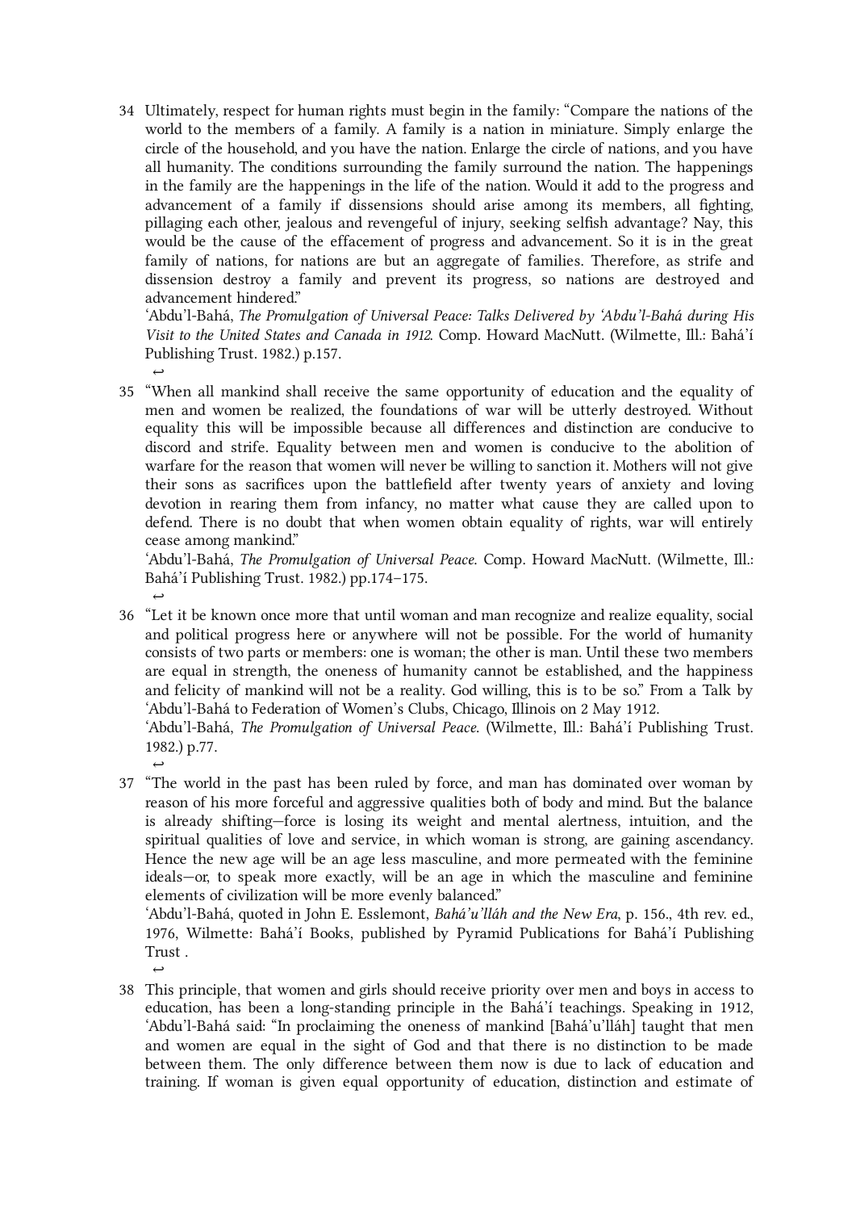34 Ultimately, respect for human rights must begin in the family: "Compare the nations of the world to the members of a family. A family is a nation in miniature. Simply enlarge the circle of the household, and you have the nation. Enlarge the circle of nations, and you have all humanity. The conditions surrounding the family surround the nation. The happenings in the family are the happenings in the life of the nation. Would it add to the progress and advancement of a family if dissensions should arise among its members, all fighting, pillaging each other, jealous and revengeful of injury, seeking selfish advantage? Nay, this would be the cause of the effacement of progress and advancement. So it is in the great family of nations, for nations are but an aggregate of families. Therefore, as strife and dissension destroy a family and prevent its progress, so nations are destroyed and advancement hindered."
'Abdu'l-Bahá, *The Promulgation of Universal Peace: Talks Delivered by 'Abdu'l-Bahá during His Visit to the United States and Canada in 1912*. Comp. Howard MacNutt. (Wilmette, Ill.: Bahá'í Publishing Trust. 1982.) p.157.
↩

35 "When all mankind shall receive the same opportunity of education and the equality of men and women be realized, the foundations of war will be utterly destroyed. Without equality this will be impossible because all differences and distinction are conducive to discord and strife. Equality between men and women is conducive to the abolition of warfare for the reason that women will never be willing to sanction it. Mothers will not give their sons as sacrifices upon the battlefield after twenty years of anxiety and loving devotion in rearing them from infancy, no matter what cause they are called upon to defend. There is no doubt that when women obtain equality of rights, war will entirely cease among mankind."
'Abdu'l-Bahá, *The Promulgation of Universal Peace*. Comp. Howard MacNutt. (Wilmette, Ill.: Bahá'í Publishing Trust. 1982.) pp.174–175.
↩

36 "Let it be known once more that until woman and man recognize and realize equality, social and political progress here or anywhere will not be possible. For the world of humanity consists of two parts or members: one is woman; the other is man. Until these two members are equal in strength, the oneness of humanity cannot be established, and the happiness and felicity of mankind will not be a reality. God willing, this is to be so." From a Talk by 'Abdu'l-Bahá to Federation of Women's Clubs, Chicago, Illinois on 2 May 1912.
'Abdu'l-Bahá, *The Promulgation of Universal Peace*. (Wilmette, Ill.: Bahá'í Publishing Trust. 1982.) p.77.
↩

37 "The world in the past has been ruled by force, and man has dominated over woman by reason of his more forceful and aggressive qualities both of body and mind. But the balance is already shifting—force is losing its weight and mental alertness, intuition, and the spiritual qualities of love and service, in which woman is strong, are gaining ascendancy. Hence the new age will be an age less masculine, and more permeated with the feminine ideals—or, to speak more exactly, will be an age in which the masculine and feminine elements of civilization will be more evenly balanced."
'Abdu'l-Bahá, quoted in John E. Esslemont, *Bahá'u'lláh and the New Era*, p. 156., 4th rev. ed., 1976, Wilmette: Bahá'í Books, published by Pyramid Publications for Bahá'í Publishing Trust .
↩

38 This principle, that women and girls should receive priority over men and boys in access to education, has been a long-standing principle in the Bahá'í teachings. Speaking in 1912, 'Abdu'l-Bahá said: "In proclaiming the oneness of mankind [Bahá'u'lláh] taught that men and women are equal in the sight of God and that there is no distinction to be made between them. The only difference between them now is due to lack of education and training. If woman is given equal opportunity of education, distinction and estimate of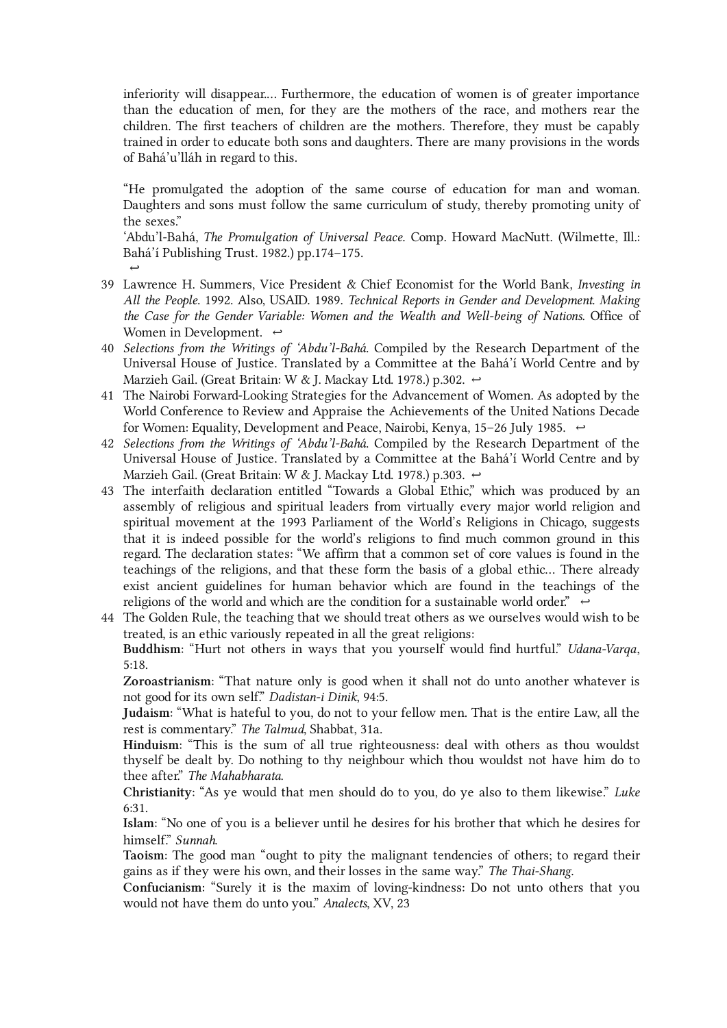inferiority will disappear.... Furthermore, the education of women is of greater importance than the education of men, for they are the mothers of the race, and mothers rear the children. The first teachers of children are the mothers. Therefore, they must be capably trained in order to educate both sons and daughters. There are many provisions in the words of Bahá'u'lláh in regard to this.

"He promulgated the adoption of the same course of education for man and woman. Daughters and sons must follow the same curriculum of study, thereby promoting unity of the sexes."
'Abdu'l-Bahá, *The Promulgation of Universal Peace*. Comp. Howard MacNutt. (Wilmette, Ill.: Bahá'í Publishing Trust. 1982.) pp.174–175. ↩

39. Lawrence H. Summers, Vice President & Chief Economist for the World Bank, *Investing in All the People*. 1992. Also, USAID. 1989. *Technical Reports in Gender and Development. Making the Case for the Gender Variable: Women and the Wealth and Well-being of Nations*. Office of Women in Development. ↩
40. *Selections from the Writings of 'Abdu'l-Bahá*. Compiled by the Research Department of the Universal House of Justice. Translated by a Committee at the Bahá'í World Centre and by Marzieh Gail. (Great Britain: W & J. Mackay Ltd. 1978.) p.302. ↩
41. The Nairobi Forward-Looking Strategies for the Advancement of Women. As adopted by the World Conference to Review and Appraise the Achievements of the United Nations Decade for Women: Equality, Development and Peace, Nairobi, Kenya, 15–26 July 1985. ↩
42. *Selections from the Writings of 'Abdu'l-Bahá*. Compiled by the Research Department of the Universal House of Justice. Translated by a Committee at the Bahá'í World Centre and by Marzieh Gail. (Great Britain: W & J. Mackay Ltd. 1978.) p.303. ↩
43. The interfaith declaration entitled "Towards a Global Ethic," which was produced by an assembly of religious and spiritual leaders from virtually every major world religion and spiritual movement at the 1993 Parliament of the World's Religions in Chicago, suggests that it is indeed possible for the world's religions to find much common ground in this regard. The declaration states: "We affirm that a common set of core values is found in the teachings of the religions, and that these form the basis of a global ethic... There already exist ancient guidelines for human behavior which are found in the teachings of the religions of the world and which are the condition for a sustainable world order." ↩
44. The Golden Rule, the teaching that we should treat others as we ourselves would wish to be treated, is an ethic variously repeated in all the great religions:
**Buddhism**: "Hurt not others in ways that you yourself would find hurtful." *Udana-Varqa*, 5:18.
**Zoroastrianism**: "That nature only is good when it shall not do unto another whatever is not good for its own self." *Dadistan-i Dinik*, 94:5.
**Judaism**: "What is hateful to you, do not to your fellow men. That is the entire Law, all the rest is commentary." *The Talmud*, Shabbat, 31a.
**Hinduism**: "This is the sum of all true righteousness: deal with others as thou wouldst thyself be dealt by. Do nothing to thy neighbour which thou wouldst not have him do to thee after." *The Mahabharata*.
**Christianity**: "As ye would that men should do to you, do ye also to them likewise." *Luke* 6:31.
**Islam**: "No one of you is a believer until he desires for his brother that which he desires for himself." *Sunnah*.
**Taoism**: The good man "ought to pity the malignant tendencies of others; to regard their gains as if they were his own, and their losses in the same way." *The Thai-Shang*.
**Confucianism**: "Surely it is the maxim of loving-kindness: Do not unto others that you would not have them do unto you." *Analects*, XV, 23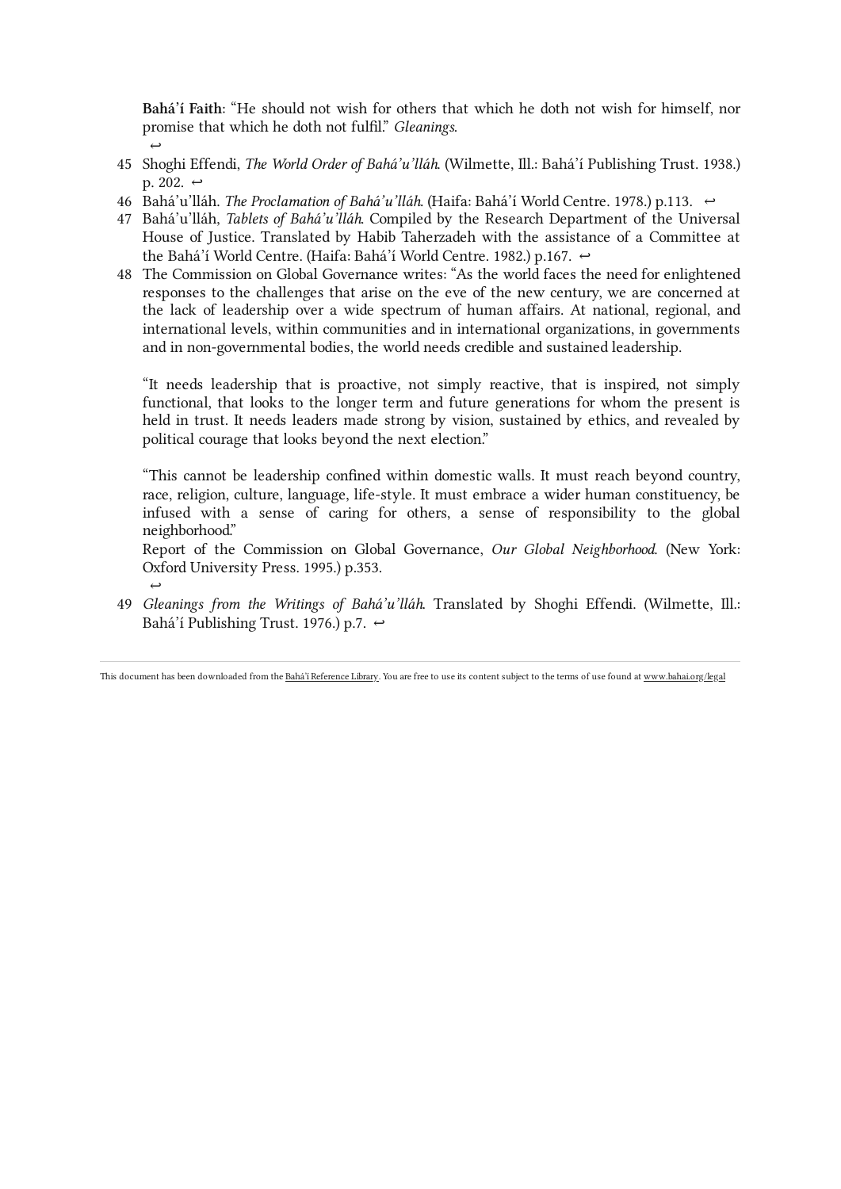**Bahá'í Faith**: "He should not wish for others that which he doth not wish for himself, nor promise that which he doth not fulfil." *Gleanings*.
↩

45. Shoghi Effendi, *The World Order of Bahá'u'lláh*. (Wilmette, Ill.: Bahá'í Publishing Trust. 1938.) p. 202. ↩
46. Bahá'u'lláh. *The Proclamation of Bahá'u'lláh*. (Haifa: Bahá'í World Centre. 1978.) p.113. ↩
47. Bahá'u'lláh, *Tablets of Bahá'u'lláh*. Compiled by the Research Department of the Universal House of Justice. Translated by Habib Taherzadeh with the assistance of a Committee at the Bahá'í World Centre. (Haifa: Bahá'í World Centre. 1982.) p.167. ↩
48. The Commission on Global Governance writes: "As the world faces the need for enlightened responses to the challenges that arise on the eve of the new century, we are concerned at the lack of leadership over a wide spectrum of human affairs. At national, regional, and international levels, within communities and in international organizations, in governments and in non-governmental bodies, the world needs credible and sustained leadership.

   "It needs leadership that is proactive, not simply reactive, that is inspired, not simply functional, that looks to the longer term and future generations for whom the present is held in trust. It needs leaders made strong by vision, sustained by ethics, and revealed by political courage that looks beyond the next election."

   "This cannot be leadership confined within domestic walls. It must reach beyond country, race, religion, culture, language, life-style. It must embrace a wider human constituency, be infused with a sense of caring for others, a sense of responsibility to the global neighborhood."
   Report of the Commission on Global Governance, *Our Global Neighborhood*. (New York: Oxford University Press. 1995.) p.353.
   ↩
49. *Gleanings from the Writings of Bahá'u'lláh*. Translated by Shoghi Effendi. (Wilmette, Ill.: Bahá'í Publishing Trust. 1976.) p.7. ↩

This document has been downloaded from the Bahá'í Reference Library. You are free to use its content subject to the terms of use found at www.bahai.org/legal